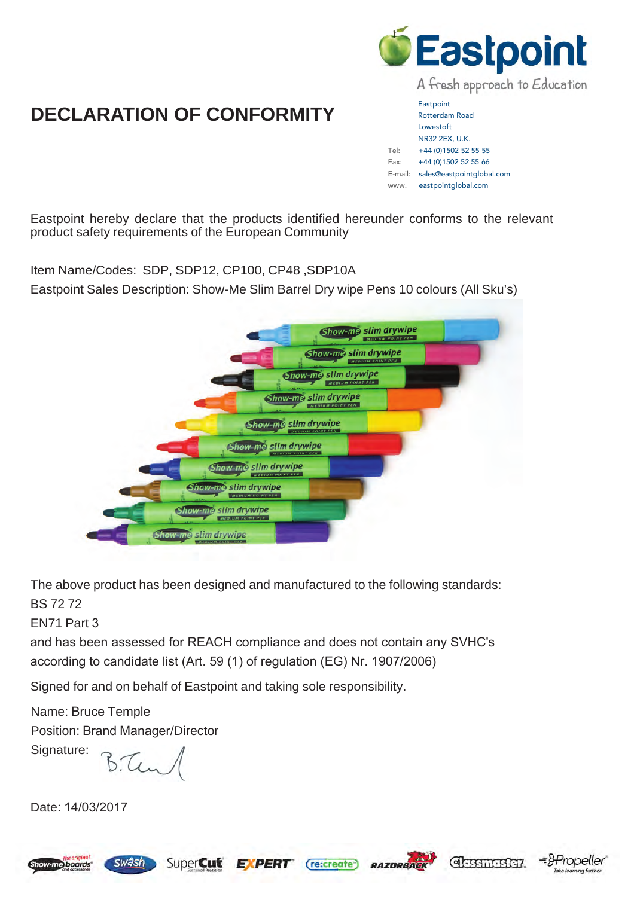# DECLARATION OF CONFORMITY

Eastpoint
A fresh approach to Education

Eastpoint
Rotterdam Road
Lowestoft
NR32 2EX, U.K.
Tel: +44 (0)1502 52 55 55
Fax: +44 (0)1502 52 55 66
E-mail: sales@eastpointglobal.com
www. eastpointglobal.com

Eastpoint hereby declare that the products identified hereunder conforms to the relevant product safety requirements of the European Community

Item Name/Codes: SDP, SDP12, CP100, CP48 ,SDP10A

Eastpoint Sales Description: Show-Me Slim Barrel Dry wipe Pens 10 colours (All Sku's)

The above product has been designed and manufactured to the following standards:

BS 72 72

EN71 Part 3

and has been assessed for REACH compliance and does not contain any SVHC's according to candidate list (Art. 59 (1) of regulation (EG) Nr. 1907/2006)

Signed for and on behalf of Eastpoint and taking sole responsibility.

Name: Bruce Temple

Position: Brand Manager/Director

Signature: B.Tem

Date: 14/03/2017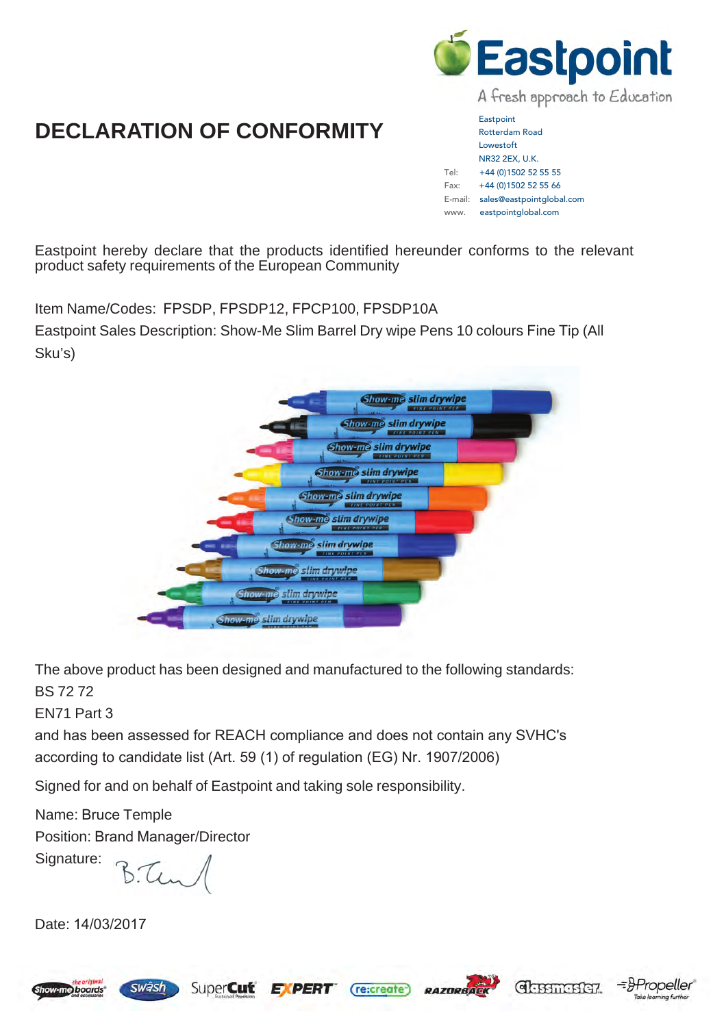# DECLARATION OF CONFORMITY

Eastpoint
A fresh approach to Education

Eastpoint
Rotterdam Road
Lowestoft
NR32 2EX, U.K.
Tel: +44 (0)1502 52 55 55
Fax: +44 (0)1502 52 55 66
E-mail: sales@eastpointglobal.com
www. eastpointglobal.com

Eastpoint hereby declare that the products identified hereunder conforms to the relevant product safety requirements of the European Community

Item Name/Codes: FPSDP, FPSDP12, FPCP100, FPSDP10A

Eastpoint Sales Description: Show-Me Slim Barrel Dry wipe Pens 10 colours Fine Tip (All Sku's)

The above product has been designed and manufactured to the following standards:

BS 72 72

EN71 Part 3

and has been assessed for REACH compliance and does not contain any SVHC's according to candidate list (Art. 59 (1) of regulation (EG) Nr. 1907/2006)

Signed for and on behalf of Eastpoint and taking sole responsibility.

Name: Bruce Temple

Position: Brand Manager/Director

Signature:

Date: 14/03/2017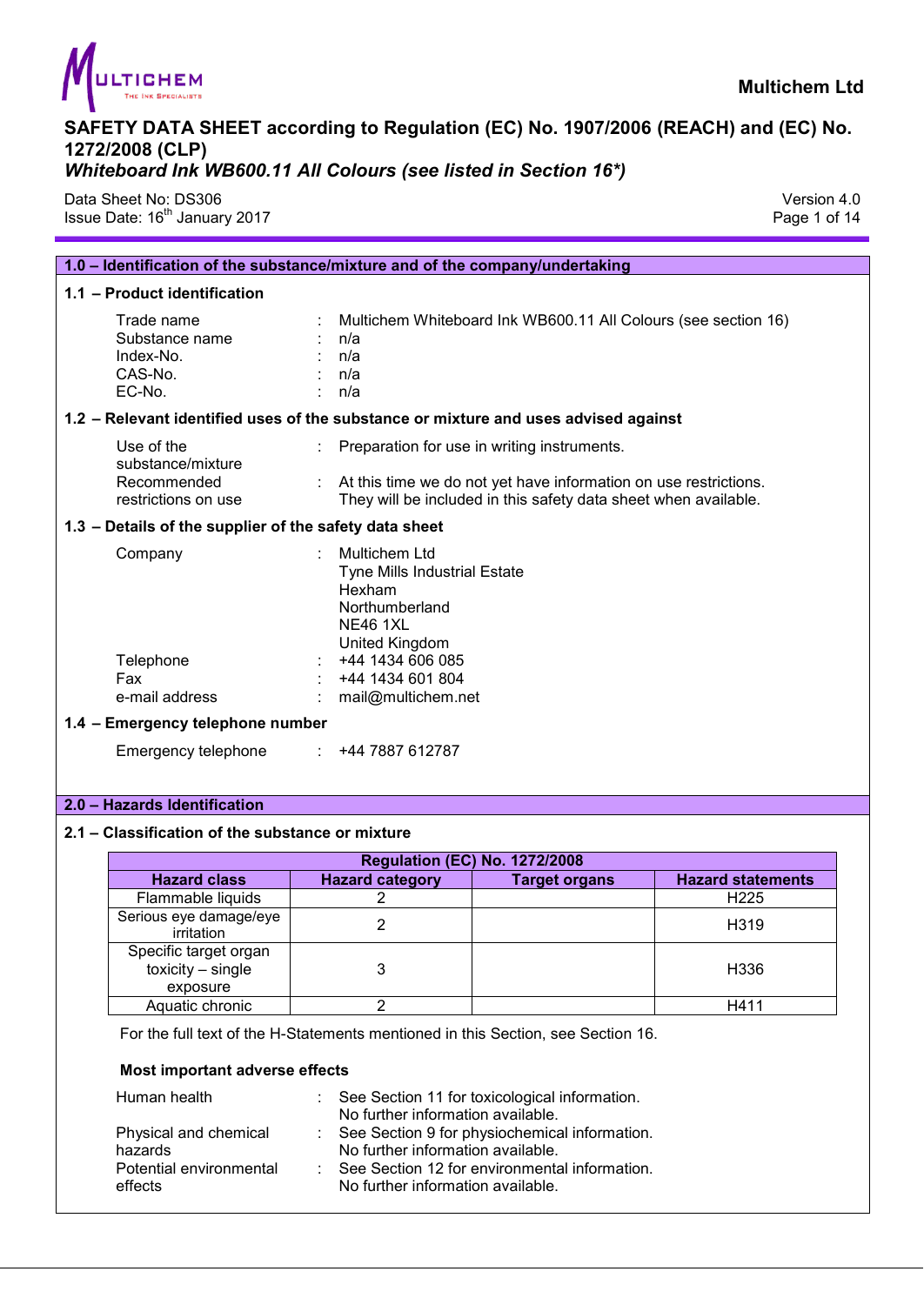Multichem Ltd

# SAFETY DATA SHEET according to Regulation (EC) No. 1907/2006 (REACH) and (EC) No. 1272/2008 (CLP)

## *Whiteboard Ink WB600.11 All Colours (see listed in Section 16*)*

Data Sheet No: DS306
Issue Date: 16th January 2017

Version 4.0

## 1.0 – Identification of the substance/mixture and of the company/undertaking

### 1.1 – Product identification

| | | |
|---|---|---|
| Trade name | : | Multichem Whiteboard Ink WB600.11 All Colours (see section 16) |
| Substance name | : | n/a |
| Index-No. | : | n/a |
| CAS-No. | : | n/a |
| EC-No. | : | n/a |

### 1.2 – Relevant identified uses of the substance or mixture and uses advised against

| | | |
|---|---|---|
| Use of the substance/mixture | : | Preparation for use in writing instruments. |
| Recommended restrictions on use | : | At this time we do not yet have information on use restrictions. They will be included in this safety data sheet when available. |

### 1.3 – Details of the supplier of the safety data sheet

| | | |
|---|---|---|
| Company | : | Multichem Ltd<br>Tyne Mills Industrial Estate<br>Hexham<br>Northumberland<br>NE46 1XL<br>United Kingdom |
| Telephone | : | +44 1434 606 085 |
| Fax | : | +44 1434 601 804 |
| e-mail address | : | mail@multichem.net |

### 1.4 – Emergency telephone number

| | | |
|---|---|---|
| Emergency telephone | : | +44 7887 612787 |

## 2.0 – Hazards Identification

### 2.1 – Classification of the substance or mixture

| Regulation (EC) No. 1272/2008 | | | |
|---|---|---|---|
| **Hazard class** | **Hazard category** | **Target organs** | **Hazard statements** |
| Flammable liquids | 2 | | H225 |
| Serious eye damage/eye irritation | 2 | | H319 |
| Specific target organ toxicity – single exposure | 3 | | H336 |
| Aquatic chronic | 2 | | H411 |

For the full text of the H-Statements mentioned in this Section, see Section 16.

**Most important adverse effects**

| | | |
|---|---|---|
| Human health | : | See Section 11 for toxicological information.<br>No further information available. |
| Physical and chemical hazards | : | See Section 9 for physiochemical information.<br>No further information available. |
| Potential environmental effects | : | See Section 12 for environmental information.<br>No further information available. |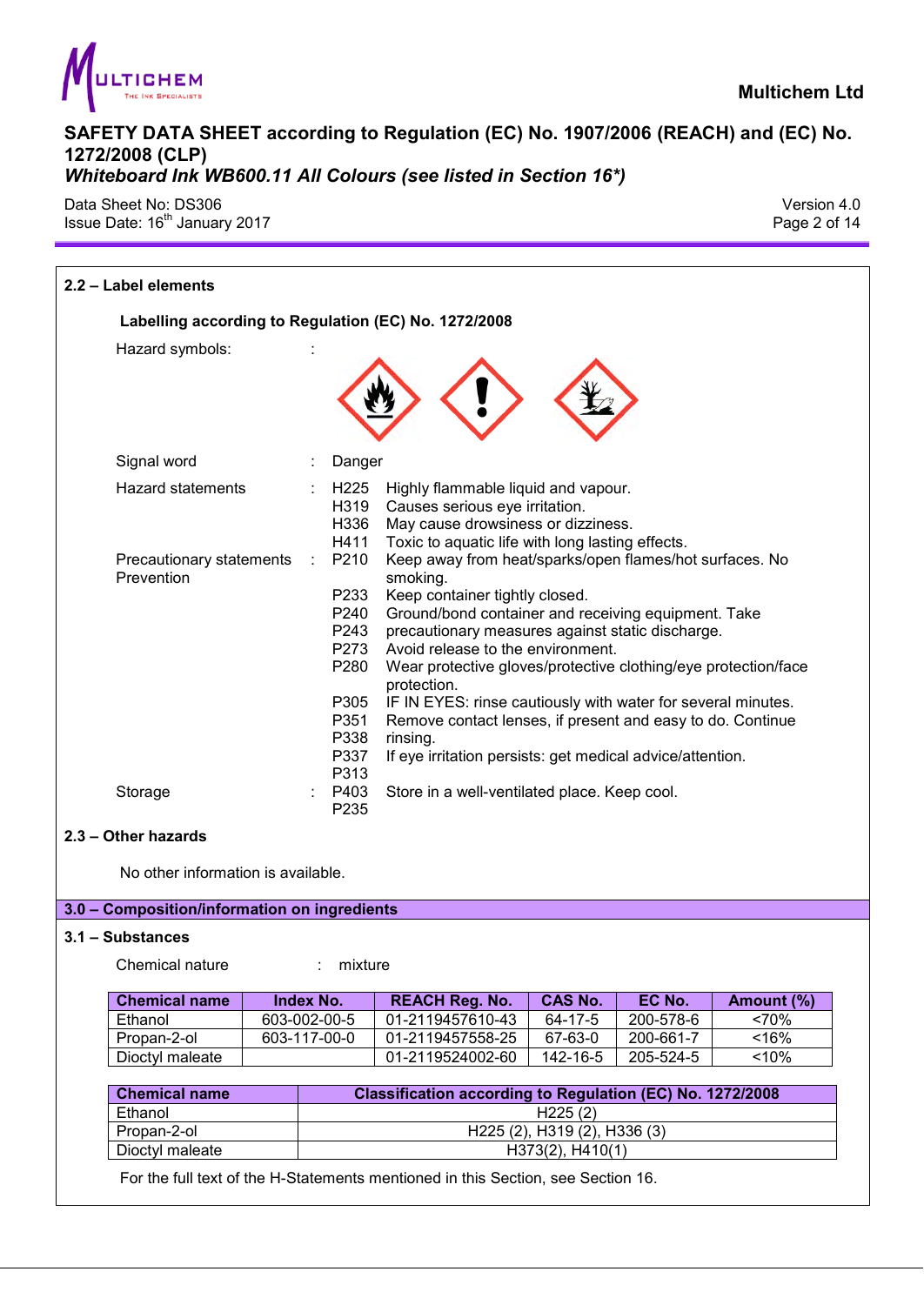## 2.2 – Label elements

**Labelling according to Regulation (EC) No. 1272/2008**

Hazard symbols :

Signal word : Danger

Hazard statements :

- H225 Highly flammable liquid and vapour.
- H319 Causes serious eye irritation.
- H336 May cause drowsiness or dizziness.
- H411 Toxic to aquatic life with long lasting effects.

Precautionary statements Prevention :

- P210 Keep away from heat/sparks/open flames/hot surfaces. No smoking.
- P233 Keep container tightly closed.
- P240 Ground/bond container and receiving equipment. Take
- P243 precautionary measures against static discharge.
- P273 Avoid release to the environment.
- P280 Wear protective gloves/protective clothing/eye protection/face protection.
- P305 IF IN EYES: rinse cautiously with water for several minutes.
- P351 Remove contact lenses, if present and easy to do. Continue
- P338 rinsing.
- P337 If eye irritation persists: get medical advice/attention.
- P313

Storage :

- P403 Store in a well-ventilated place. Keep cool.
- P235

## 2.3 – Other hazards

No other information is available.

## 3.0 – Composition/information on ingredients

### 3.1 – Substances

Chemical nature : mixture

| Chemical name | Index No. | REACH Reg. No. | CAS No. | EC No. | Amount (%) |
|---|---|---|---|---|---|
| Ethanol | 603-002-00-5 | 01-2119457610-43 | 64-17-5 | 200-578-6 | <70% |
| Propan-2-ol | 603-117-00-0 | 01-2119457558-25 | 67-63-0 | 200-661-7 | <16% |
| Dioctyl maleate | | 01-2119524002-60 | 142-16-5 | 205-524-5 | <10% |

| Chemical name | Classification according to Regulation (EC) No. 1272/2008 |
|---|---|
| Ethanol | H225 (2) |
| Propan-2-ol | H225 (2), H319 (2), H336 (3) |
| Dioctyl maleate | H373(2), H410(1) |

For the full text of the H-Statements mentioned in this Section, see Section 16.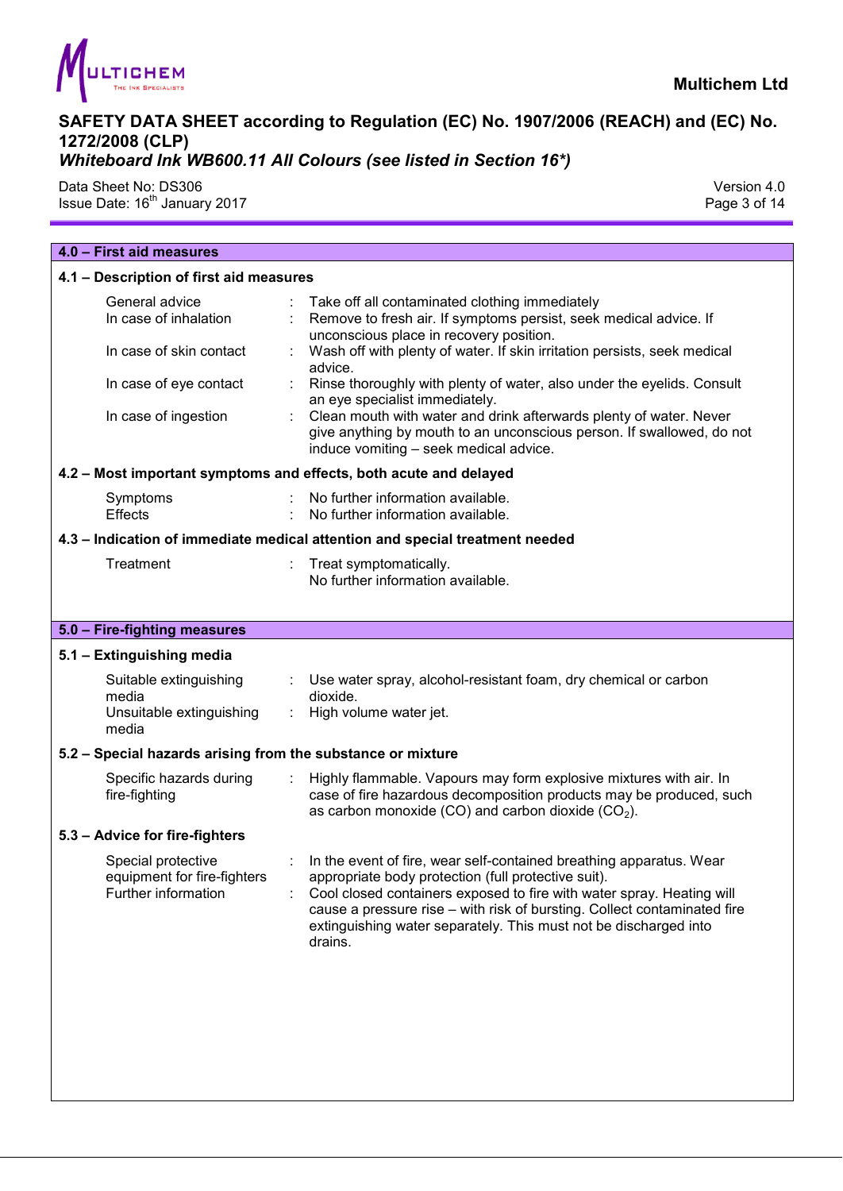## 4.0 – First aid measures

### 4.1 – Description of first aid measures

| | |
|---|---|
| General advice | : Take off all contaminated clothing immediately |
| In case of inhalation | : Remove to fresh air. If symptoms persist, seek medical advice. If unconscious place in recovery position. |
| In case of skin contact | : Wash off with plenty of water. If skin irritation persists, seek medical advice. |
| In case of eye contact | : Rinse thoroughly with plenty of water, also under the eyelids. Consult an eye specialist immediately. |
| In case of ingestion | : Clean mouth with water and drink afterwards plenty of water. Never give anything by mouth to an unconscious person. If swallowed, do not induce vomiting – seek medical advice. |

### 4.2 – Most important symptoms and effects, both acute and delayed

| | |
|---|---|
| Symptoms | : No further information available. |
| Effects | : No further information available. |

### 4.3 – Indication of immediate medical attention and special treatment needed

| | |
|---|---|
| Treatment | : Treat symptomatically. No further information available. |

## 5.0 – Fire-fighting measures

### 5.1 – Extinguishing media

| | |
|---|---|
| Suitable extinguishing media | : Use water spray, alcohol-resistant foam, dry chemical or carbon dioxide. |
| Unsuitable extinguishing media | : High volume water jet. |

### 5.2 – Special hazards arising from the substance or mixture

| | |
|---|---|
| Specific hazards during fire-fighting | : Highly flammable. Vapours may form explosive mixtures with air. In case of fire hazardous decomposition products may be produced, such as carbon monoxide (CO) and carbon dioxide ($CO_2$). |

### 5.3 – Advice for fire-fighters

| | |
|---|---|
| Special protective equipment for fire-fighters | : In the event of fire, wear self-contained breathing apparatus. Wear appropriate body protection (full protective suit). |
| Further information | : Cool closed containers exposed to fire with water spray. Heating will cause a pressure rise – with risk of bursting. Collect contaminated fire extinguishing water separately. This must not be discharged into drains. |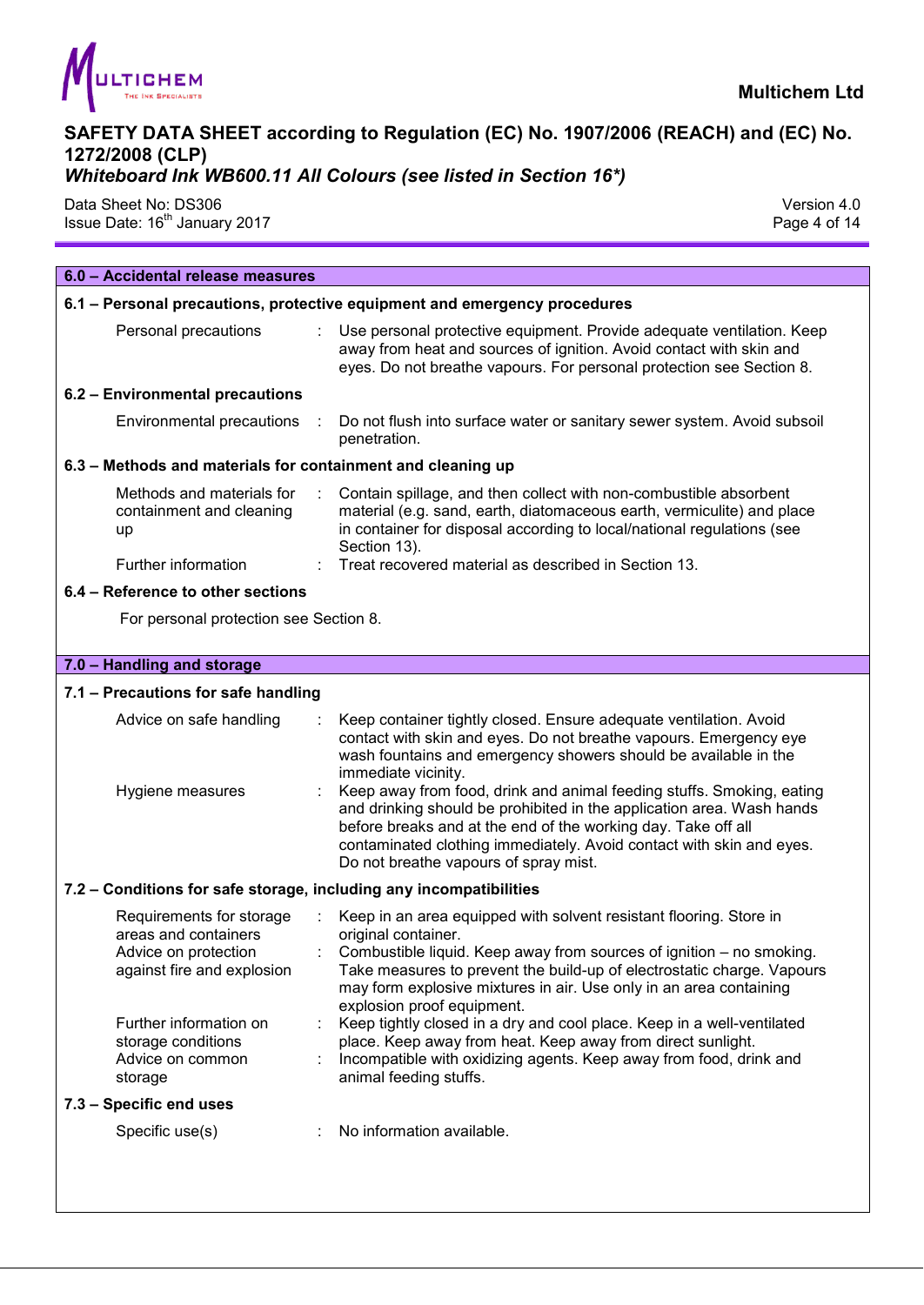## 6.0 – Accidental release measures

### 6.1 – Personal precautions, protective equipment and emergency procedures

| | |
|---|---|
| Personal precautions | Use personal protective equipment. Provide adequate ventilation. Keep away from heat and sources of ignition. Avoid contact with skin and eyes. Do not breathe vapours. For personal protection see Section 8. |

### 6.2 – Environmental precautions

| | |
|---|---|
| Environmental precautions | Do not flush into surface water or sanitary sewer system. Avoid subsoil penetration. |

### 6.3 – Methods and materials for containment and cleaning up

| | |
|---|---|
| Methods and materials for containment and cleaning up | Contain spillage, and then collect with non-combustible absorbent material (e.g. sand, earth, diatomaceous earth, vermiculite) and place in container for disposal according to local/national regulations (see Section 13). |
| Further information | Treat recovered material as described in Section 13. |

### 6.4 – Reference to other sections

For personal protection see Section 8.

## 7.0 – Handling and storage

### 7.1 – Precautions for safe handling

| | |
|---|---|
| Advice on safe handling | Keep container tightly closed. Ensure adequate ventilation. Avoid contact with skin and eyes. Do not breathe vapours. Emergency eye wash fountains and emergency showers should be available in the immediate vicinity. |
| Hygiene measures | Keep away from food, drink and animal feeding stuffs. Smoking, eating and drinking should be prohibited in the application area. Wash hands before breaks and at the end of the working day. Take off all contaminated clothing immediately. Avoid contact with skin and eyes. Do not breathe vapours of spray mist. |

### 7.2 – Conditions for safe storage, including any incompatibilities

| | |
|---|---|
| Requirements for storage areas and containers | Keep in an area equipped with solvent resistant flooring. Store in original container. |
| Advice on protection against fire and explosion | Combustible liquid. Keep away from sources of ignition – no smoking. Take measures to prevent the build-up of electrostatic charge. Vapours may form explosive mixtures in air. Use only in an area containing explosion proof equipment. |
| Further information on storage conditions | Keep tightly closed in a dry and cool place. Keep in a well-ventilated place. Keep away from heat. Keep away from direct sunlight. |
| Advice on common storage | Incompatible with oxidizing agents. Keep away from food, drink and animal feeding stuffs. |

### 7.3 – Specific end uses

| | |
|---|---|
| Specific use(s) | No information available. |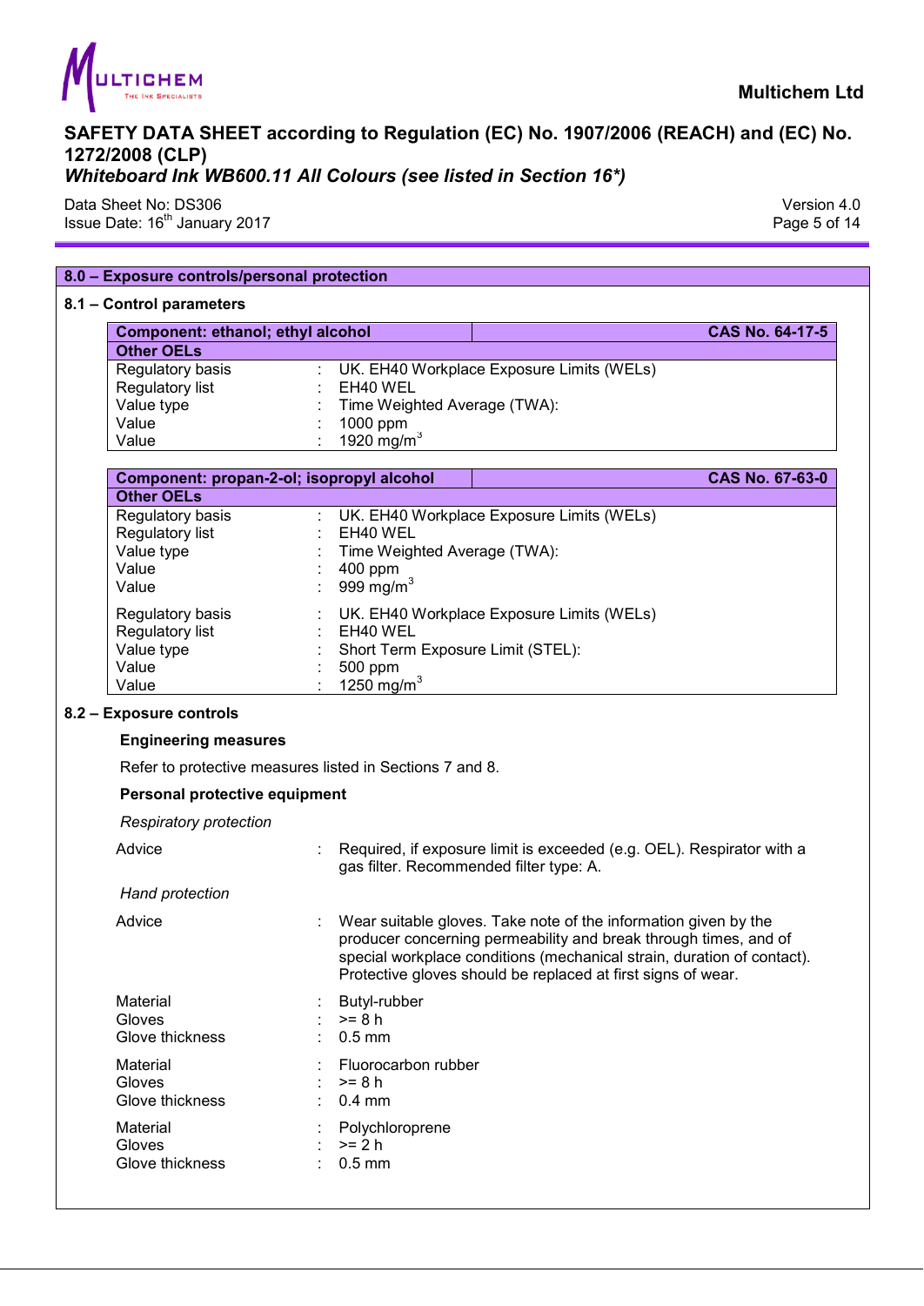## 8.0 – Exposure controls/personal protection

### 8.1 – Control parameters

| **Component: ethanol; ethyl alcohol** | | **CAS No. 64-17-5** |
|---|---|---|
| **Other OELs** | | |
| Regulatory basis | : | UK. EH40 Workplace Exposure Limits (WELs) |
| Regulatory list | : | EH40 WEL |
| Value type | : | Time Weighted Average (TWA): |
| Value | : | 1000 ppm |
| Value | : | 1920 mg/m$^3$ |

| **Component: propan-2-ol; isopropyl alcohol** | | **CAS No. 67-63-0** |
|---|---|---|
| **Other OELs** | | |
| Regulatory basis | : | UK. EH40 Workplace Exposure Limits (WELs) |
| Regulatory list | : | EH40 WEL |
| Value type | : | Time Weighted Average (TWA): |
| Value | : | 400 ppm |
| Value | : | 999 mg/m$^3$ |
| Regulatory basis | : | UK. EH40 Workplace Exposure Limits (WELs) |
| Regulatory list | : | EH40 WEL |
| Value type | : | Short Term Exposure Limit (STEL): |
| Value | : | 500 ppm |
| Value | : | 1250 mg/m$^3$ |

### 8.2 – Exposure controls

**Engineering measures**

Refer to protective measures listed in Sections 7 and 8.

**Personal protective equipment**

*Respiratory protection*

Advice : Required, if exposure limit is exceeded (e.g. OEL). Respirator with a gas filter. Recommended filter type: A.

*Hand protection*

Advice : Wear suitable gloves. Take note of the information given by the producer concerning permeability and break through times, and of special workplace conditions (mechanical strain, duration of contact). Protective gloves should be replaced at first signs of wear.

Material : Butyl-rubber
Gloves : >= 8 h
Glove thickness : 0.5 mm

Material : Fluorocarbon rubber
Gloves : >= 8 h
Glove thickness : 0.4 mm

Material : Polychloroprene
Gloves : >= 2 h
Glove thickness : 0.5 mm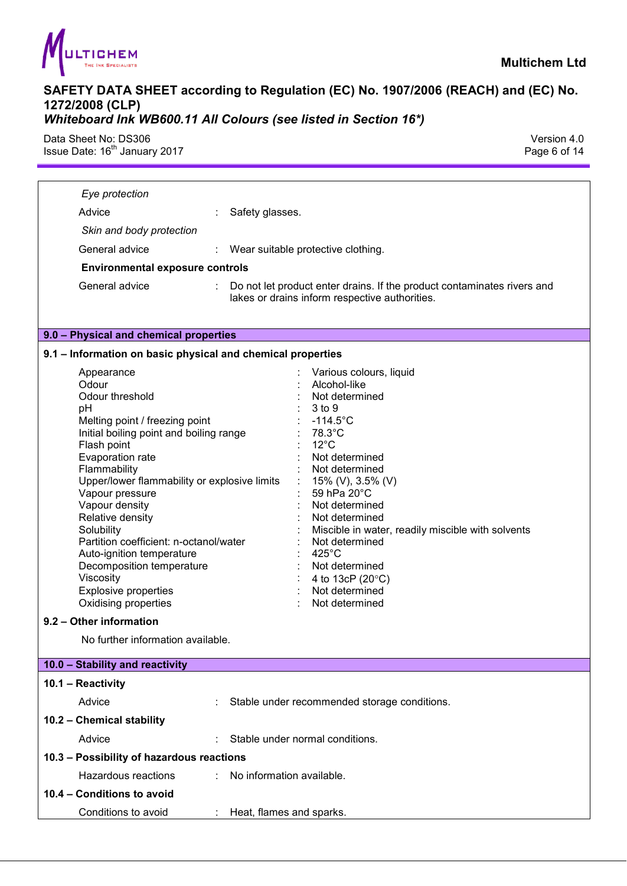*Eye protection*

Advice : Safety glasses.

*Skin and body protection*

General advice : Wear suitable protective clothing.

**Environmental exposure controls**

General advice : Do not let product enter drains. If the product contaminates rivers and lakes or drains inform respective authorities.

## 9.0 – Physical and chemical properties

### 9.1 – Information on basic physical and chemical properties

| Property | Value |
|---|---|
| Appearance | Various colours, liquid |
| Odour | Alcohol-like |
| Odour threshold | Not determined |
| pH | 3 to 9 |
| Melting point / freezing point | -114.5°C |
| Initial boiling point and boiling range | 78.3°C |
| Flash point | 12°C |
| Evaporation rate | Not determined |
| Flammability | Not determined |
| Upper/lower flammability or explosive limits | 15% (V), 3.5% (V) |
| Vapour pressure | 59 hPa 20°C |
| Vapour density | Not determined |
| Relative density | Not determined |
| Solubility | Miscible in water, readily miscible with solvents |
| Partition coefficient: n-octanol/water | Not determined |
| Auto-ignition temperature | 425°C |
| Decomposition temperature | Not determined |
| Viscosity | 4 to 13cP (20°C) |
| Explosive properties | Not determined |
| Oxidising properties | Not determined |

### 9.2 – Other information

No further information available.

## 10.0 – Stability and reactivity

### 10.1 – Reactivity

Advice : Stable under recommended storage conditions.

### 10.2 – Chemical stability

Advice : Stable under normal conditions.

### 10.3 – Possibility of hazardous reactions

Hazardous reactions : No information available.

### 10.4 – Conditions to avoid

Conditions to avoid : Heat, flames and sparks.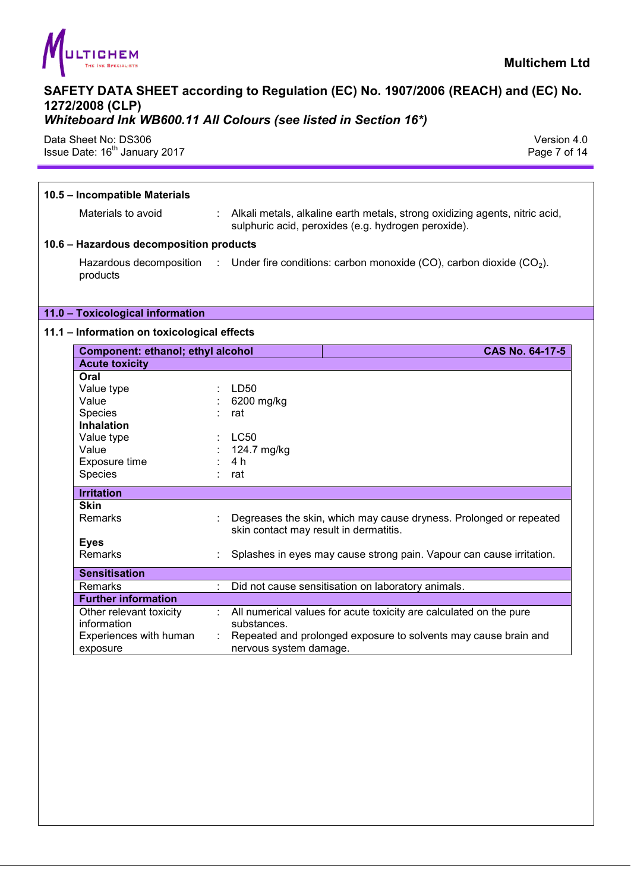### 10.5 – Incompatible Materials

Materials to avoid : Alkali metals, alkaline earth metals, strong oxidizing agents, nitric acid, sulphuric acid, peroxides (e.g. hydrogen peroxide).

### 10.6 – Hazardous decomposition products

Hazardous decomposition products : Under fire conditions: carbon monoxide (CO), carbon dioxide ($CO_2$).

## 11.0 – Toxicological information

### 11.1 – Information on toxicological effects

| Component: ethanol; ethyl alcohol | CAS No. 64-17-5 |
|---|---|
| **Acute toxicity** | |
| **Oral** | |
| Value type | LD50 |
| Value | 6200 mg/kg |
| Species | rat |
| **Inhalation** | |
| Value type | LC50 |
| Value | 124.7 mg/kg |
| Exposure time | 4 h |
| Species | rat |
| **Irritation** | |
| **Skin** | |
| Remarks | Degreases the skin, which may cause dryness. Prolonged or repeated skin contact may result in dermatitis. |
| **Eyes** | |
| Remarks | Splashes in eyes may cause strong pain. Vapour can cause irritation. |
| **Sensitisation** | |
| Remarks | Did not cause sensitisation on laboratory animals. |
| **Further information** | |
| Other relevant toxicity information | All numerical values for acute toxicity are calculated on the pure substances. |
| Experiences with human exposure | Repeated and prolonged exposure to solvents may cause brain and nervous system damage. |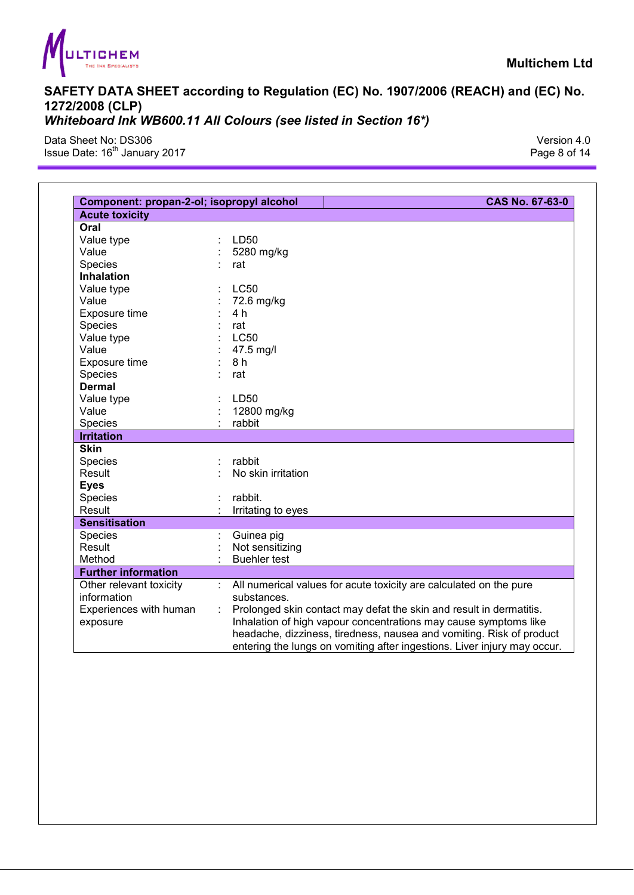| Component: propan-2-ol; isopropyl alcohol | | CAS No. 67-63-0 |
|---|---|---|
| **Acute toxicity** | | |
| **Oral** | | |
| Value type | : | LD50 |
| Value | : | 5280 mg/kg |
| Species | : | rat |
| **Inhalation** | | |
| Value type | : | LC50 |
| Value | : | 72.6 mg/kg |
| Exposure time | : | 4 h |
| Species | : | rat |
| Value type | : | LC50 |
| Value | : | 47.5 mg/l |
| Exposure time | : | 8 h |
| Species | : | rat |
| **Dermal** | | |
| Value type | : | LD50 |
| Value | : | 12800 mg/kg |
| Species | : | rabbit |
| **Irritation** | | |
| **Skin** | | |
| Species | : | rabbit |
| Result | : | No skin irritation |
| **Eyes** | | |
| Species | : | rabbit. |
| Result | : | Irritating to eyes |
| **Sensitisation** | | |
| Species | : | Guinea pig |
| Result | : | Not sensitizing |
| Method | : | Buehler test |
| **Further information** | | |
| Other relevant toxicity information | : | All numerical values for acute toxicity are calculated on the pure substances. |
| Experiences with human exposure | : | Prolonged skin contact may defat the skin and result in dermatitis. Inhalation of high vapour concentrations may cause symptoms like headache, dizziness, tiredness, nausea and vomiting. Risk of product entering the lungs on vomiting after ingestions. Liver injury may occur. |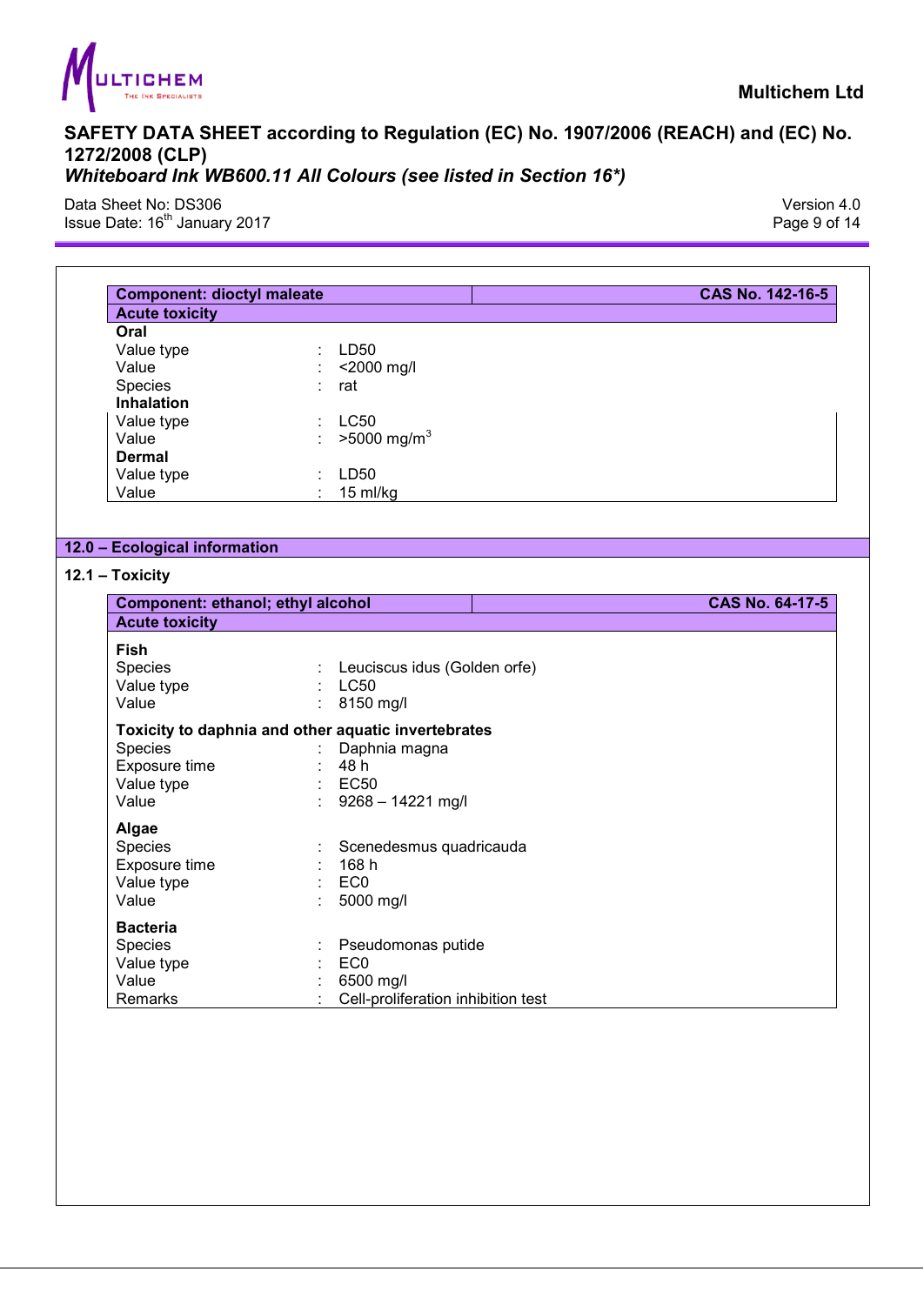| Component: dioctyl maleate | | CAS No. 142-16-5 |
|---|---|---|
| **Acute toxicity** | | |
| **Oral** | | |
| Value type | : | LD50 |
| Value | : | <2000 mg/l |
| Species | : | rat |
| **Inhalation** | | |
| Value type | : | LC50 |
| Value | : | >5000 mg/m$^3$ |
| **Dermal** | | |
| Value type | : | LD50 |
| Value | : | 15 ml/kg |

## 12.0 – Ecological information

### 12.1 – Toxicity

| Component: ethanol; ethyl alcohol | | CAS No. 64-17-5 |
|---|---|---|
| **Acute toxicity** | | |
| **Fish** | | |
| Species | : | Leuciscus idus (Golden orfe) |
| Value type | : | LC50 |
| Value | : | 8150 mg/l |
| **Toxicity to daphnia and other aquatic invertebrates** | | |
| Species | : | Daphnia magna |
| Exposure time | : | 48 h |
| Value type | : | EC50 |
| Value | : | 9268 – 14221 mg/l |
| **Algae** | | |
| Species | : | Scenedesmus quadricauda |
| Exposure time | : | 168 h |
| Value type | : | EC0 |
| Value | : | 5000 mg/l |
| **Bacteria** | | |
| Species | : | Pseudomonas putide |
| Value type | : | EC0 |
| Value | : | 6500 mg/l |
| Remarks | : | Cell-proliferation inhibition test |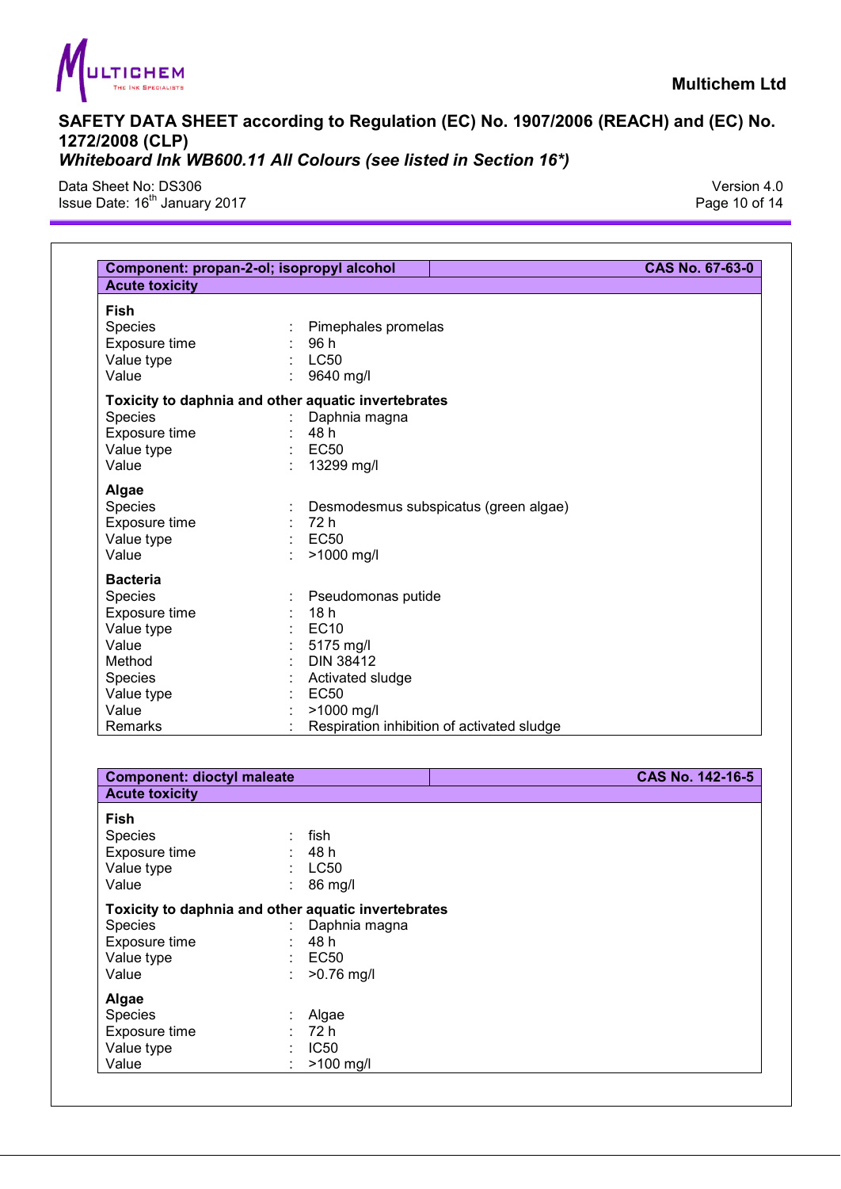| Component: propan-2-ol; isopropyl alcohol | CAS No. 67-63-0 |
|---|---|
| **Acute toxicity** | |

**Fish**

| | | |
|---|---|---|
| Species | : | Pimephales promelas |
| Exposure time | : | 96 h |
| Value type | : | LC50 |
| Value | : | 9640 mg/l |

**Toxicity to daphnia and other aquatic invertebrates**

| | | |
|---|---|---|
| Species | : | Daphnia magna |
| Exposure time | : | 48 h |
| Value type | : | EC50 |
| Value | : | 13299 mg/l |

**Algae**

| | | |
|---|---|---|
| Species | : | Desmodesmus subspicatus (green algae) |
| Exposure time | : | 72 h |
| Value type | : | EC50 |
| Value | : | >1000 mg/l |

**Bacteria**

| | | |
|---|---|---|
| Species | : | Pseudomonas putide |
| Exposure time | : | 18 h |
| Value type | : | EC10 |
| Value | : | 5175 mg/l |
| Method | : | DIN 38412 |
| Species | : | Activated sludge |
| Value type | : | EC50 |
| Value | : | >1000 mg/l |
| Remarks | : | Respiration inhibition of activated sludge |

| Component: dioctyl maleate | CAS No. 142-16-5 |
|---|---|
| **Acute toxicity** | |

**Fish**

| | | |
|---|---|---|
| Species | : | fish |
| Exposure time | : | 48 h |
| Value type | : | LC50 |
| Value | : | 86 mg/l |

**Toxicity to daphnia and other aquatic invertebrates**

| | | |
|---|---|---|
| Species | : | Daphnia magna |
| Exposure time | : | 48 h |
| Value type | : | EC50 |
| Value | : | >0.76 mg/l |

**Algae**

| | | |
|---|---|---|
| Species | : | Algae |
| Exposure time | : | 72 h |
| Value type | : | IC50 |
| Value | : | >100 mg/l |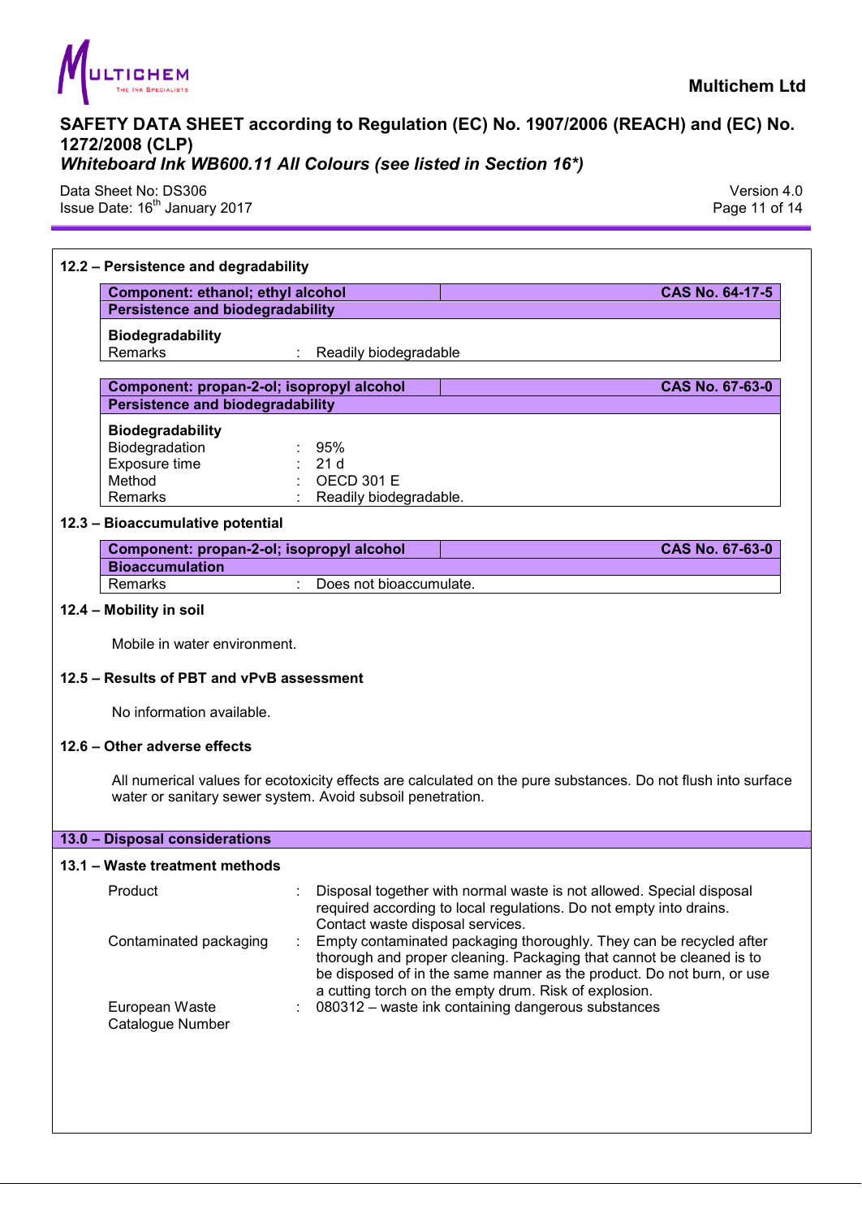### 12.2 – Persistence and degradability

| Component: ethanol; ethyl alcohol | CAS No. 64-17-5 |
|---|---|
| **Persistence and biodegradability** | |
| **Biodegradability** | |
| Remarks | : Readily biodegradable |

| Component: propan-2-ol; isopropyl alcohol | CAS No. 67-63-0 |
|---|---|
| **Persistence and biodegradability** | |
| **Biodegradability** | |
| Biodegradation | : 95% |
| Exposure time | : 21 d |
| Method | : OECD 301 E |
| Remarks | : Readily biodegradable. |

### 12.3 – Bioaccumulative potential

| Component: propan-2-ol; isopropyl alcohol | CAS No. 67-63-0 |
|---|---|
| **Bioaccumulation** | |
| Remarks | : Does not bioaccumulate. |

### 12.4 – Mobility in soil

Mobile in water environment.

### 12.5 – Results of PBT and vPvB assessment

No information available.

### 12.6 – Other adverse effects

All numerical values for ecotoxicity effects are calculated on the pure substances. Do not flush into surface water or sanitary sewer system. Avoid subsoil penetration.

## 13.0 – Disposal considerations

### 13.1 – Waste treatment methods

| | |
|---|---|
| Product | : Disposal together with normal waste is not allowed. Special disposal required according to local regulations. Do not empty into drains. Contact waste disposal services. |
| Contaminated packaging | : Empty contaminated packaging thoroughly. They can be recycled after thorough and proper cleaning. Packaging that cannot be cleaned is to be disposed of in the same manner as the product. Do not burn, or use a cutting torch on the empty drum. Risk of explosion. |
| European Waste Catalogue Number | : 080312 – waste ink containing dangerous substances |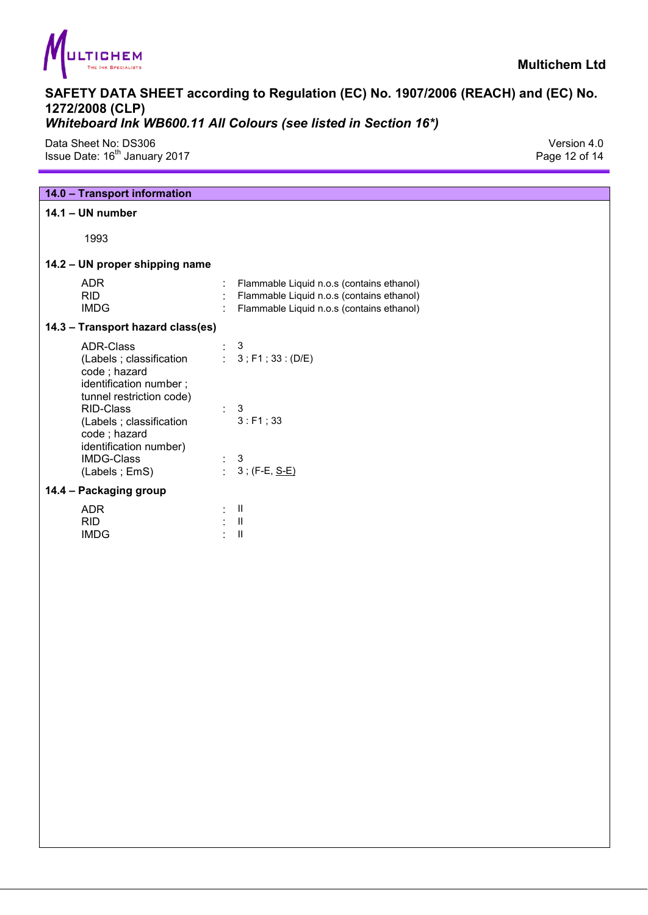## 14.0 – Transport information

### 14.1 – UN number

1993

### 14.2 – UN proper shipping name

| | | |
|---|---|---|
| ADR | : | Flammable Liquid n.o.s (contains ethanol) |
| RID | : | Flammable Liquid n.o.s (contains ethanol) |
| IMDG | : | Flammable Liquid n.o.s (contains ethanol) |

### 14.3 – Transport hazard class(es)

| | | |
|---|---|---|
| ADR-Class | : | 3 |
| (Labels ; classification code ; hazard identification number ; tunnel restriction code) | : | 3 ; F1 ; 33 : (D/E) |
| RID-Class | : | 3 |
| (Labels ; classification code ; hazard identification number) | | 3 : F1 ; 33 |
| IMDG-Class | : | 3 |
| (Labels ; EmS) | : | 3 ; (F-E, S-E) |

### 14.4 – Packaging group

| | | |
|---|---|---|
| ADR | : | II |
| RID | : | II |
| IMDG | : | II |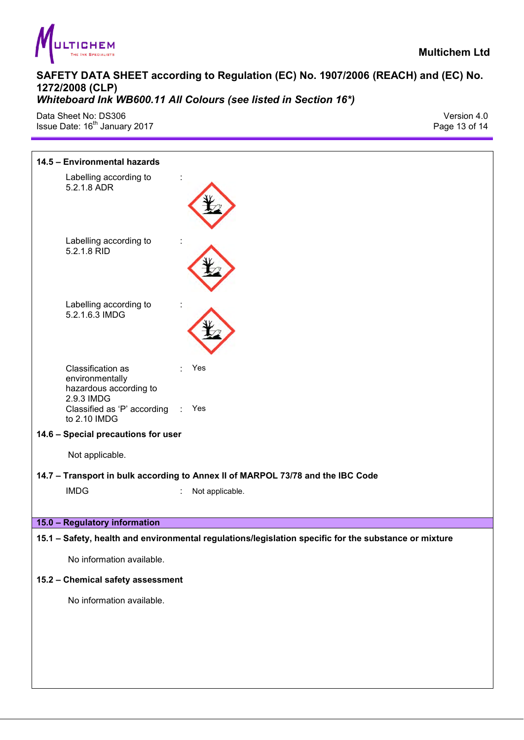### 14.5 – Environmental hazards

| | | |
|---|---|---|
| Labelling according to 5.2.1.8 ADR | : | |
| Labelling according to 5.2.1.8 RID | : | |
| Labelling according to 5.2.1.6.3 IMDG | : | |
| Classification as environmentally hazardous according to 2.9.3 IMDG | : | Yes |
| Classified as 'P' according to 2.10 IMDG | : | Yes |

### 14.6 – Special precautions for user

Not applicable.

### 14.7 – Transport in bulk according to Annex II of MARPOL 73/78 and the IBC Code

IMDG : Not applicable.

## 15.0 – Regulatory information

### 15.1 – Safety, health and environmental regulations/legislation specific for the substance or mixture

No information available.

### 15.2 – Chemical safety assessment

No information available.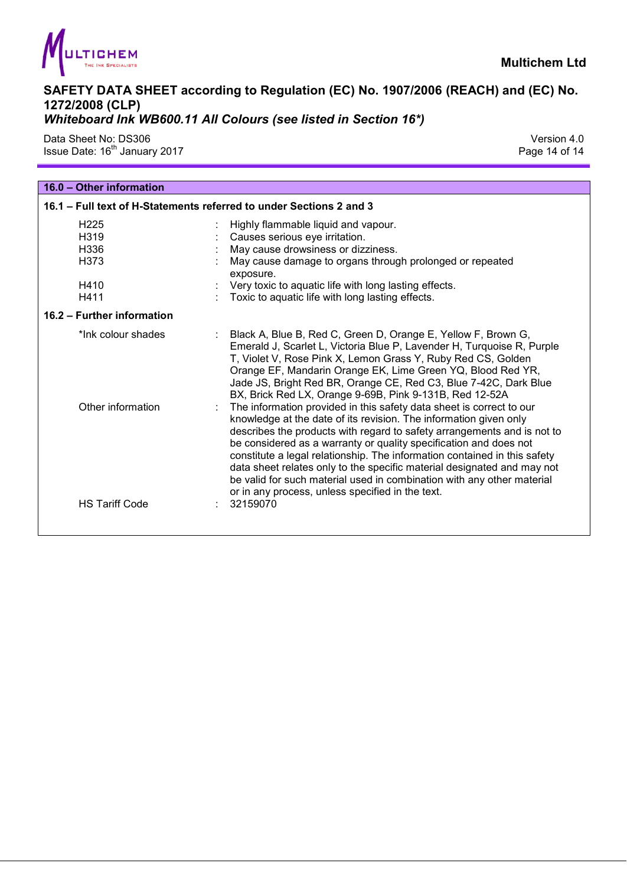## 16.0 – Other information

### 16.1 – Full text of H-Statements referred to under Sections 2 and 3

| | |
|---|---|
| H225 | Highly flammable liquid and vapour. |
| H319 | Causes serious eye irritation. |
| H336 | May cause drowsiness or dizziness. |
| H373 | May cause damage to organs through prolonged or repeated exposure. |
| H410 | Very toxic to aquatic life with long lasting effects. |
| H411 | Toxic to aquatic life with long lasting effects. |

### 16.2 – Further information

| | |
|---|---|
| *Ink colour shades | Black A, Blue B, Red C, Green D, Orange E, Yellow F, Brown G, Emerald J, Scarlet L, Victoria Blue P, Lavender H, Turquoise R, Purple T, Violet V, Rose Pink X, Lemon Grass Y, Ruby Red CS, Golden Orange EF, Mandarin Orange EK, Lime Green YQ, Blood Red YR, Jade JS, Bright Red BR, Orange CE, Red C3, Blue 7-42C, Dark Blue BX, Brick Red LX, Orange 9-69B, Pink 9-131B, Red 12-52A |
| Other information | The information provided in this safety data sheet is correct to our knowledge at the date of its revision. The information given only describes the products with regard to safety arrangements and is not to be considered as a warranty or quality specification and does not constitute a legal relationship. The information contained in this safety data sheet relates only to the specific material designated and may not be valid for such material used in combination with any other material or in any process, unless specified in the text. |
| HS Tariff Code | 32159070 |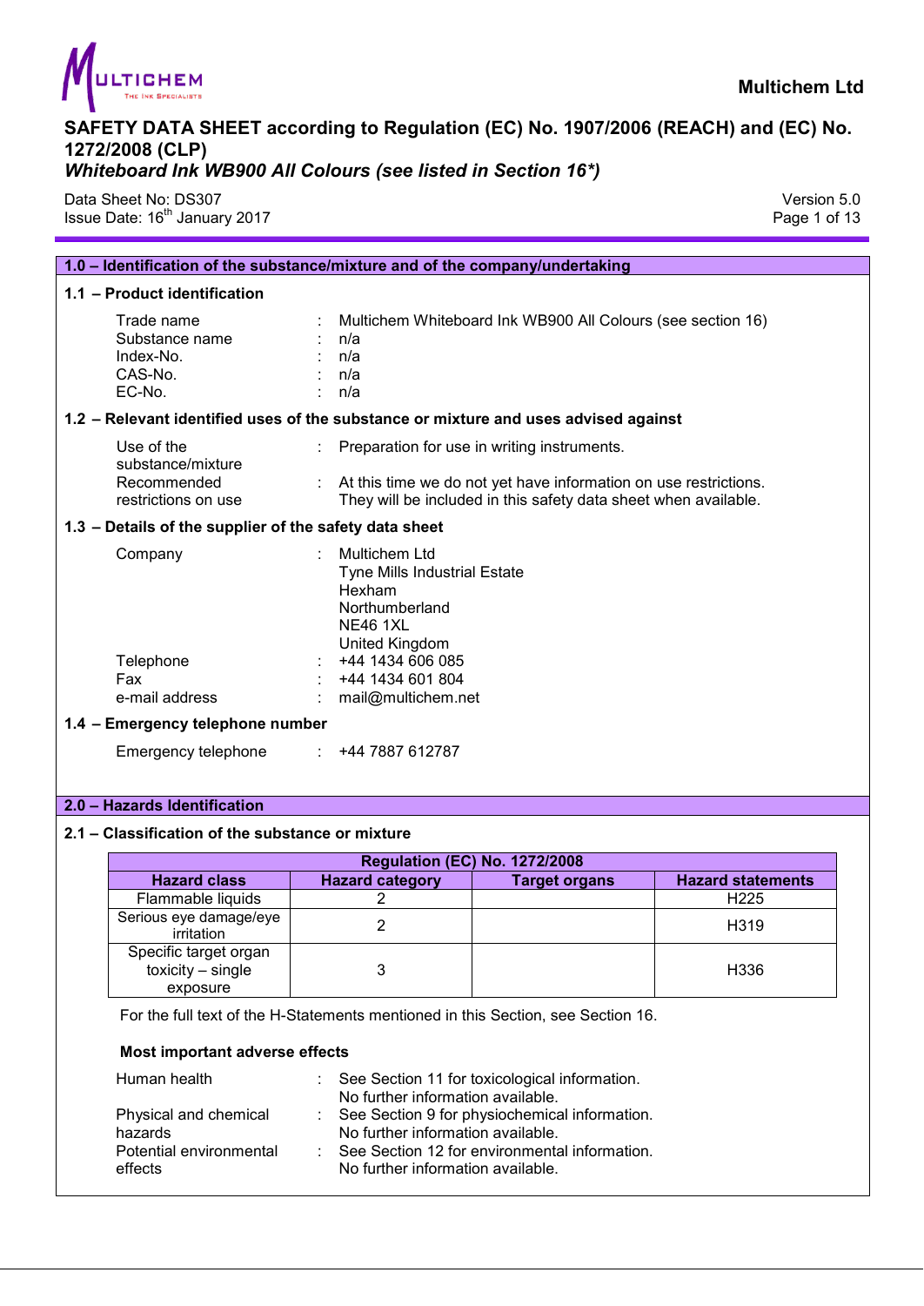Multichem Ltd

# SAFETY DATA SHEET according to Regulation (EC) No. 1907/2006 (REACH) and (EC) No. 1272/2008 (CLP)

***Whiteboard Ink WB900 All Colours (see listed in Section 16*)***

Data Sheet No: DS307
Issue Date: 16th January 2017

Version 5.0

## 1.0 – Identification of the substance/mixture and of the company/undertaking

### 1.1 – Product identification

| | | |
|---|---|---|
| Trade name | : | Multichem Whiteboard Ink WB900 All Colours (see section 16) |
| Substance name | : | n/a |
| Index-No. | : | n/a |
| CAS-No. | : | n/a |
| EC-No. | : | n/a |

### 1.2 – Relevant identified uses of the substance or mixture and uses advised against

| | | |
|---|---|---|
| Use of the substance/mixture | : | Preparation for use in writing instruments. |
| Recommended restrictions on use | : | At this time we do not yet have information on use restrictions. They will be included in this safety data sheet when available. |

### 1.3 – Details of the supplier of the safety data sheet

| | | |
|---|---|---|
| Company | : | Multichem Ltd<br>Tyne Mills Industrial Estate<br>Hexham<br>Northumberland<br>NE46 1XL<br>United Kingdom |
| Telephone | : | +44 1434 606 085 |
| Fax | : | +44 1434 601 804 |
| e-mail address | : | mail@multichem.net |

### 1.4 – Emergency telephone number

| | | |
|---|---|---|
| Emergency telephone | : | +44 7887 612787 |

## 2.0 – Hazards Identification

### 2.1 – Classification of the substance or mixture

| Regulation (EC) No. 1272/2008 | | | |
|---|---|---|---|
| **Hazard class** | **Hazard category** | **Target organs** | **Hazard statements** |
| Flammable liquids | 2 | | H225 |
| Serious eye damage/eye irritation | 2 | | H319 |
| Specific target organ toxicity – single exposure | 3 | | H336 |

For the full text of the H-Statements mentioned in this Section, see Section 16.

**Most important adverse effects**

| | | |
|---|---|---|
| Human health | : | See Section 11 for toxicological information.<br>No further information available. |
| Physical and chemical hazards | : | See Section 9 for physiochemical information.<br>No further information available. |
| Potential environmental effects | : | See Section 12 for environmental information.<br>No further information available. |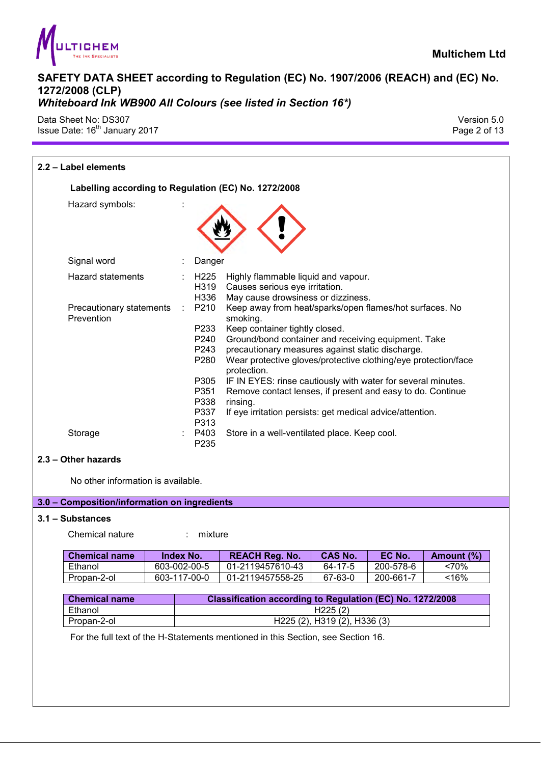## 2.2 – Label elements

**Labelling according to Regulation (EC) No. 1272/2008**

Hazard symbols :

Signal word : Danger

Hazard statements : H225 Highly flammable liquid and vapour.
H319 Causes serious eye irritation.
H336 May cause drowsiness or dizziness.

Precautionary statements Prevention : P210 Keep away from heat/sparks/open flames/hot surfaces. No smoking.
P233 Keep container tightly closed.
P240 P243 Ground/bond container and receiving equipment. Take precautionary measures against static discharge.
P280 Wear protective gloves/protective clothing/eye protection/face protection.
P305 P351 P338 IF IN EYES: rinse cautiously with water for several minutes. Remove contact lenses, if present and easy to do. Continue rinsing.
P337 P313 If eye irritation persists: get medical advice/attention.

Storage : P403 P235 Store in a well-ventilated place. Keep cool.

## 2.3 – Other hazards

No other information is available.

# 3.0 – Composition/information on ingredients

## 3.1 – Substances

Chemical nature : mixture

| Chemical name | Index No. | REACH Reg. No. | CAS No. | EC No. | Amount (%) |
|---|---|---|---|---|---|
| Ethanol | 603-002-00-5 | 01-2119457610-43 | 64-17-5 | 200-578-6 | <70% |
| Propan-2-ol | 603-117-00-0 | 01-2119457558-25 | 67-63-0 | 200-661-7 | <16% |

| Chemical name | Classification according to Regulation (EC) No. 1272/2008 |
|---|---|
| Ethanol | H225 (2) |
| Propan-2-ol | H225 (2), H319 (2), H336 (3) |

For the full text of the H-Statements mentioned in this Section, see Section 16.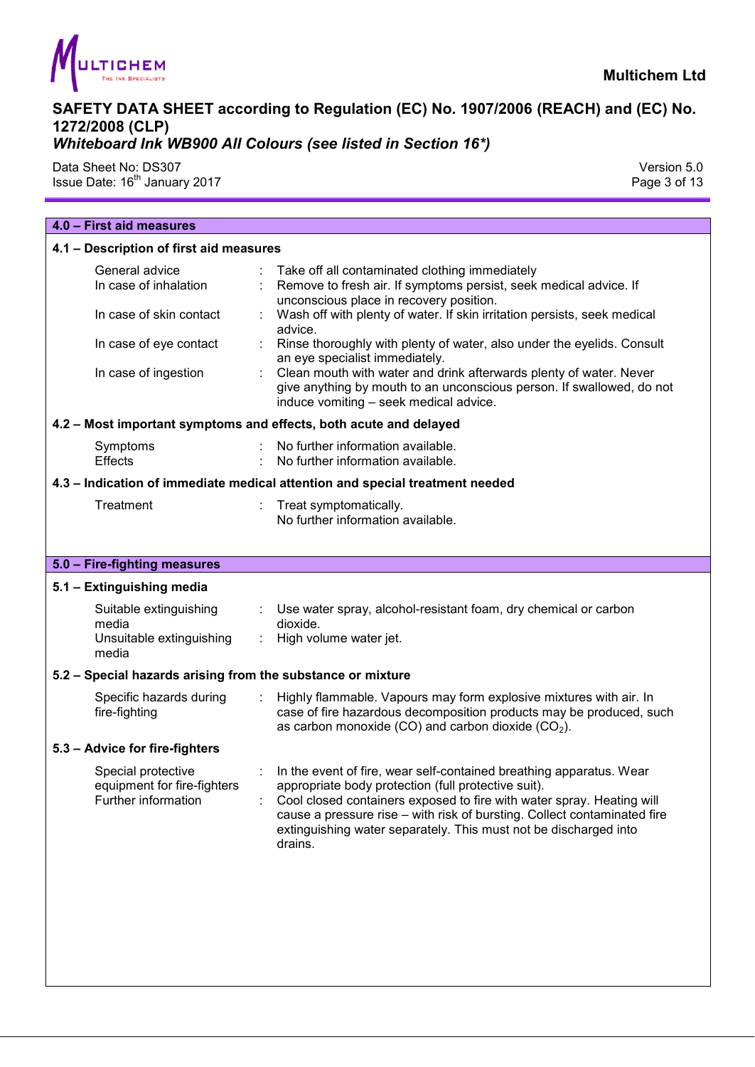## 4.0 – First aid measures

### 4.1 – Description of first aid measures

| | | |
|---|---|---|
| General advice | : | Take off all contaminated clothing immediately |
| In case of inhalation | : | Remove to fresh air. If symptoms persist, seek medical advice. If unconscious place in recovery position. |
| In case of skin contact | : | Wash off with plenty of water. If skin irritation persists, seek medical advice. |
| In case of eye contact | : | Rinse thoroughly with plenty of water, also under the eyelids. Consult an eye specialist immediately. |
| In case of ingestion | : | Clean mouth with water and drink afterwards plenty of water. Never give anything by mouth to an unconscious person. If swallowed, do not induce vomiting – seek medical advice. |

### 4.2 – Most important symptoms and effects, both acute and delayed

| | | |
|---|---|---|
| Symptoms | : | No further information available. |
| Effects | : | No further information available. |

### 4.3 – Indication of immediate medical attention and special treatment needed

| | | |
|---|---|---|
| Treatment | : | Treat symptomatically.<br>No further information available. |

## 5.0 – Fire-fighting measures

### 5.1 – Extinguishing media

| | | |
|---|---|---|
| Suitable extinguishing media | : | Use water spray, alcohol-resistant foam, dry chemical or carbon dioxide. |
| Unsuitable extinguishing media | : | High volume water jet. |

### 5.2 – Special hazards arising from the substance or mixture

| | | |
|---|---|---|
| Specific hazards during fire-fighting | : | Highly flammable. Vapours may form explosive mixtures with air. In case of fire hazardous decomposition products may be produced, such as carbon monoxide (CO) and carbon dioxide ($CO_2$). |

### 5.3 – Advice for fire-fighters

| | | |
|---|---|---|
| Special protective equipment for fire-fighters | : | In the event of fire, wear self-contained breathing apparatus. Wear appropriate body protection (full protective suit). |
| Further information | : | Cool closed containers exposed to fire with water spray. Heating will cause a pressure rise – with risk of bursting. Collect contaminated fire extinguishing water separately. This must not be discharged into drains. |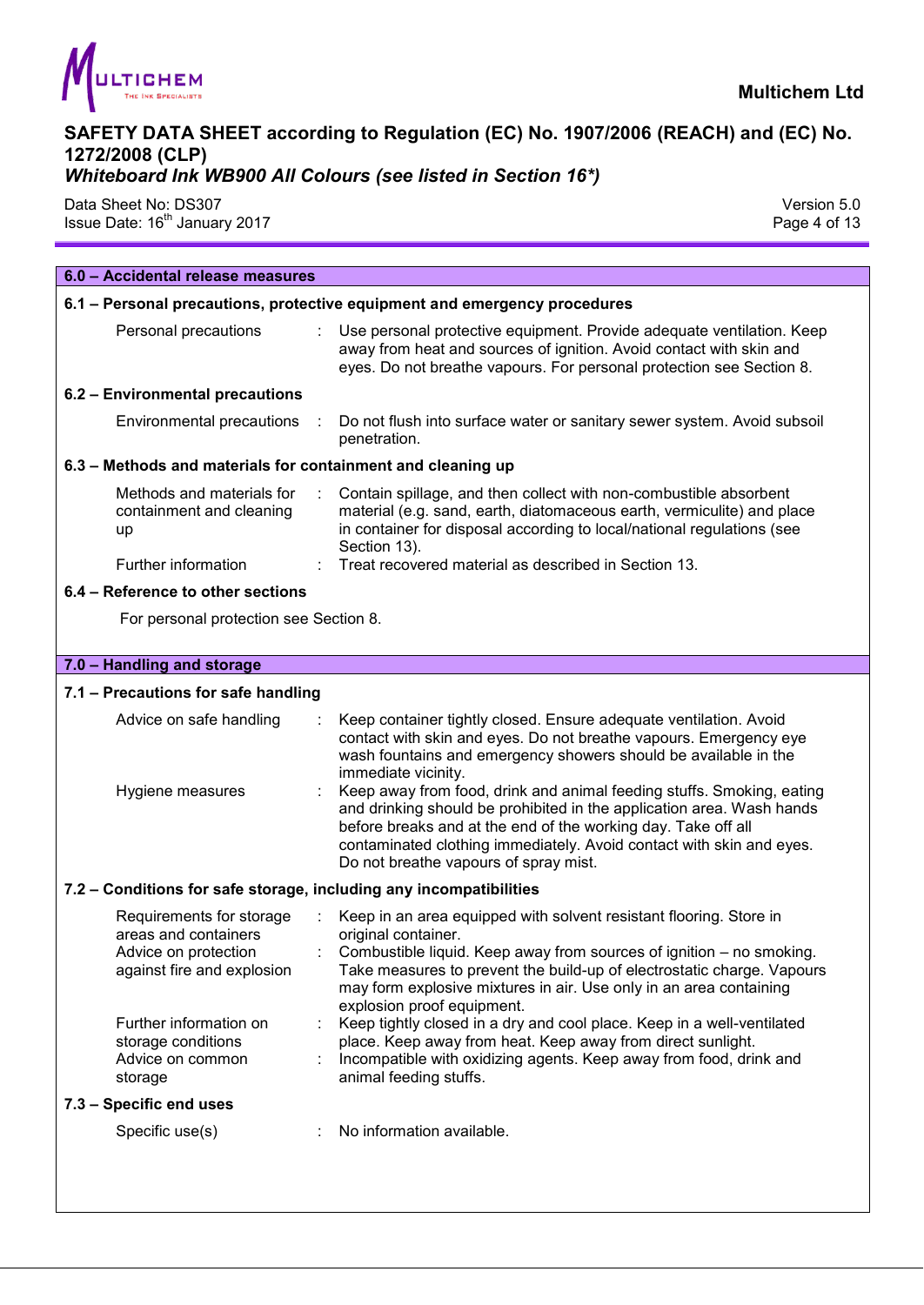## 6.0 – Accidental release measures

### 6.1 – Personal precautions, protective equipment and emergency procedures

| | |
|---|---|
| Personal precautions | : Use personal protective equipment. Provide adequate ventilation. Keep away from heat and sources of ignition. Avoid contact with skin and eyes. Do not breathe vapours. For personal protection see Section 8. |

### 6.2 – Environmental precautions

| | |
|---|---|
| Environmental precautions | : Do not flush into surface water or sanitary sewer system. Avoid subsoil penetration. |

### 6.3 – Methods and materials for containment and cleaning up

| | |
|---|---|
| Methods and materials for containment and cleaning up | : Contain spillage, and then collect with non-combustible absorbent material (e.g. sand, earth, diatomaceous earth, vermiculite) and place in container for disposal according to local/national regulations (see Section 13). |
| Further information | : Treat recovered material as described in Section 13. |

### 6.4 – Reference to other sections

For personal protection see Section 8.

## 7.0 – Handling and storage

### 7.1 – Precautions for safe handling

| | |
|---|---|
| Advice on safe handling | : Keep container tightly closed. Ensure adequate ventilation. Avoid contact with skin and eyes. Do not breathe vapours. Emergency eye wash fountains and emergency showers should be available in the immediate vicinity. |
| Hygiene measures | : Keep away from food, drink and animal feeding stuffs. Smoking, eating and drinking should be prohibited in the application area. Wash hands before breaks and at the end of the working day. Take off all contaminated clothing immediately. Avoid contact with skin and eyes. Do not breathe vapours of spray mist. |

### 7.2 – Conditions for safe storage, including any incompatibilities

| | |
|---|---|
| Requirements for storage areas and containers | : Keep in an area equipped with solvent resistant flooring. Store in original container. |
| Advice on protection against fire and explosion | : Combustible liquid. Keep away from sources of ignition – no smoking. Take measures to prevent the build-up of electrostatic charge. Vapours may form explosive mixtures in air. Use only in an area containing explosion proof equipment. |
| Further information on storage conditions | : Keep tightly closed in a dry and cool place. Keep in a well-ventilated place. Keep away from heat. Keep away from direct sunlight. |
| Advice on common storage | : Incompatible with oxidizing agents. Keep away from food, drink and animal feeding stuffs. |

### 7.3 – Specific end uses

| | |
|---|---|
| Specific use(s) | : No information available. |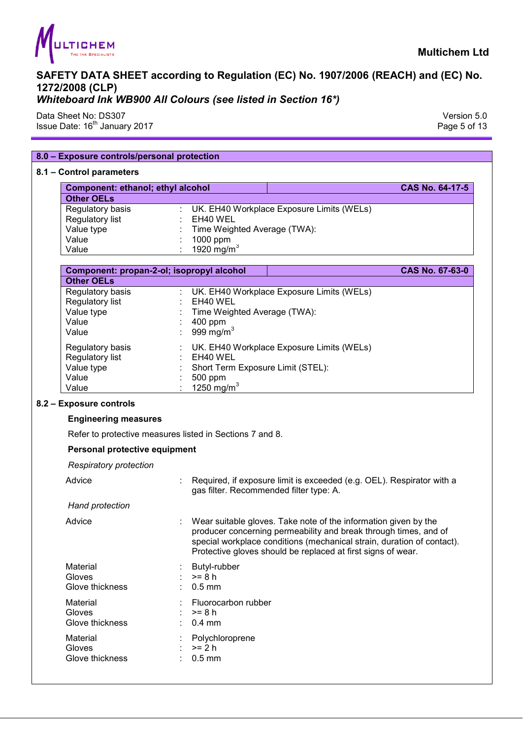## 8.0 – Exposure controls/personal protection

### 8.1 – Control parameters

| **Component: ethanol; ethyl alcohol** | | **CAS No. 64-17-5** |
|---|---|---|
| **Other OELs** | | |
| Regulatory basis | : | UK. EH40 Workplace Exposure Limits (WELs) |
| Regulatory list | : | EH40 WEL |
| Value type | : | Time Weighted Average (TWA): |
| Value | : | 1000 ppm |
| Value | : | 1920 mg/m$^3$ |

| **Component: propan-2-ol; isopropyl alcohol** | | **CAS No. 67-63-0** |
|---|---|---|
| **Other OELs** | | |
| Regulatory basis | : | UK. EH40 Workplace Exposure Limits (WELs) |
| Regulatory list | : | EH40 WEL |
| Value type | : | Time Weighted Average (TWA): |
| Value | : | 400 ppm |
| Value | : | 999 mg/m$^3$ |
| Regulatory basis | : | UK. EH40 Workplace Exposure Limits (WELs) |
| Regulatory list | : | EH40 WEL |
| Value type | : | Short Term Exposure Limit (STEL): |
| Value | : | 500 ppm |
| Value | : | 1250 mg/m$^3$ |

### 8.2 – Exposure controls

**Engineering measures**

Refer to protective measures listed in Sections 7 and 8.

**Personal protective equipment**

*Respiratory protection*

Advice : Required, if exposure limit is exceeded (e.g. OEL). Respirator with a gas filter. Recommended filter type: A.

*Hand protection*

Advice : Wear suitable gloves. Take note of the information given by the producer concerning permeability and break through times, and of special workplace conditions (mechanical strain, duration of contact). Protective gloves should be replaced at first signs of wear.

Material : Butyl-rubber
Gloves : >= 8 h
Glove thickness : 0.5 mm

Material : Fluorocarbon rubber
Gloves : >= 8 h
Glove thickness : 0.4 mm

Material : Polychloroprene
Gloves : >= 2 h
Glove thickness : 0.5 mm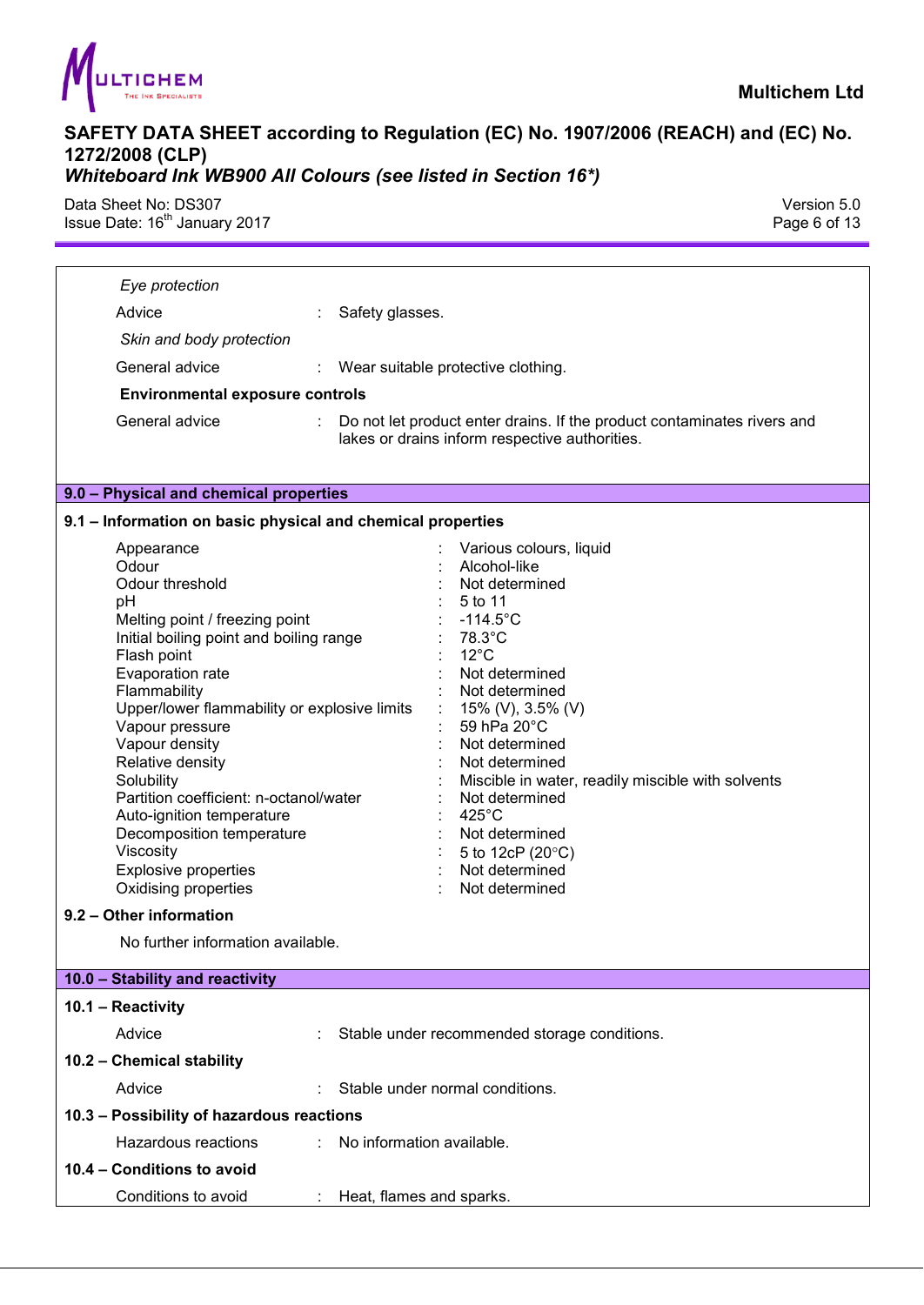*Eye protection*

Advice : Safety glasses.

*Skin and body protection*

General advice : Wear suitable protective clothing.

**Environmental exposure controls**

General advice : Do not let product enter drains. If the product contaminates rivers and lakes or drains inform respective authorities.

## 9.0 – Physical and chemical properties

### 9.1 – Information on basic physical and chemical properties

| | | |
|---|---|---|
| Appearance | : | Various colours, liquid |
| Odour | : | Alcohol-like |
| Odour threshold | : | Not determined |
| pH | : | 5 to 11 |
| Melting point / freezing point | : | -114.5°C |
| Initial boiling point and boiling range | : | 78.3°C |
| Flash point | : | 12°C |
| Evaporation rate | : | Not determined |
| Flammability | : | Not determined |
| Upper/lower flammability or explosive limits | : | 15% (V), 3.5% (V) |
| Vapour pressure | : | 59 hPa 20°C |
| Vapour density | : | Not determined |
| Relative density | : | Not determined |
| Solubility | : | Miscible in water, readily miscible with solvents |
| Partition coefficient: n-octanol/water | : | Not determined |
| Auto-ignition temperature | : | 425°C |
| Decomposition temperature | : | Not determined |
| Viscosity | : | 5 to 12cP (20°C) |
| Explosive properties | : | Not determined |
| Oxidising properties | : | Not determined |

### 9.2 – Other information

No further information available.

## 10.0 – Stability and reactivity

### 10.1 – Reactivity

Advice : Stable under recommended storage conditions.

### 10.2 – Chemical stability

Advice : Stable under normal conditions.

### 10.3 – Possibility of hazardous reactions

Hazardous reactions : No information available.

### 10.4 – Conditions to avoid

Conditions to avoid : Heat, flames and sparks.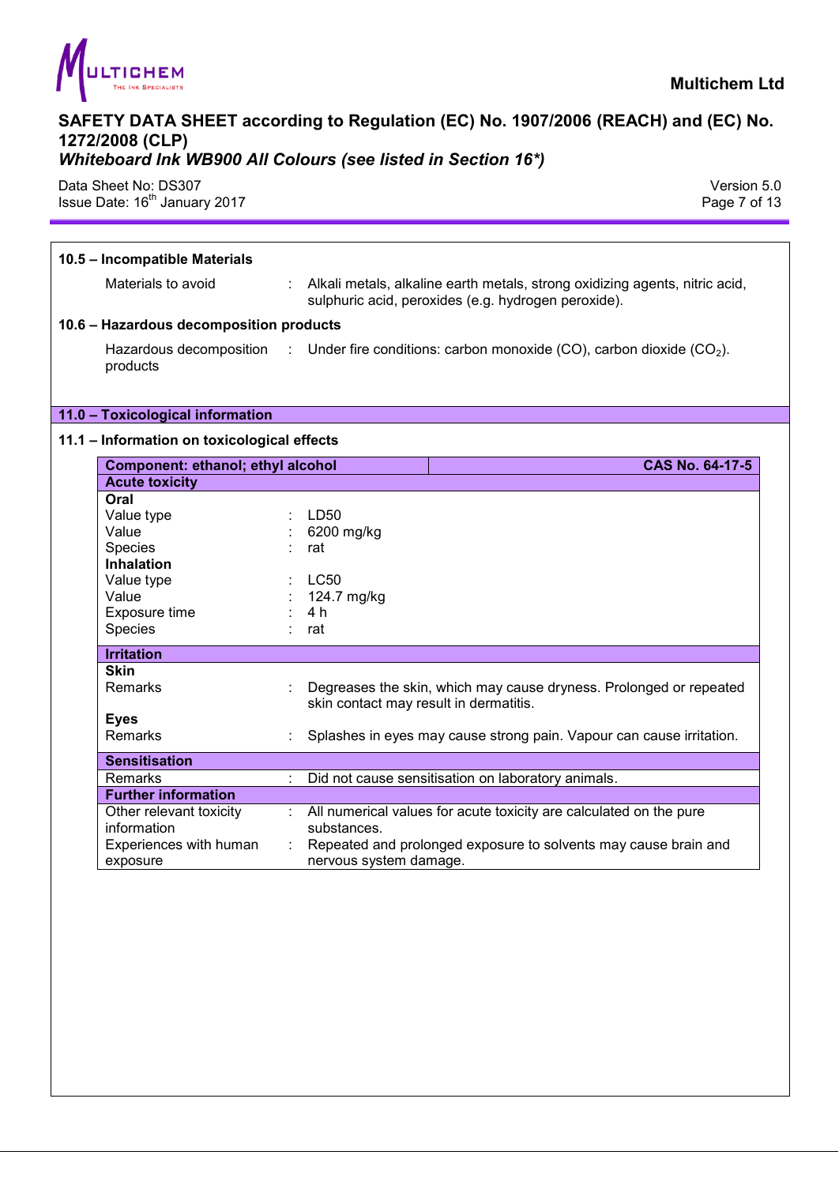### 10.5 – Incompatible Materials

Materials to avoid : Alkali metals, alkaline earth metals, strong oxidizing agents, nitric acid, sulphuric acid, peroxides (e.g. hydrogen peroxide).

### 10.6 – Hazardous decomposition products

Hazardous decomposition products : Under fire conditions: carbon monoxide (CO), carbon dioxide ($CO_2$).

## 11.0 – Toxicological information

### 11.1 – Information on toxicological effects

| Component: ethanol; ethyl alcohol | | CAS No. 64-17-5 |
|---|---|---|
| **Acute toxicity** | | |
| **Oral** | | |
| Value type | : | LD50 |
| Value | : | 6200 mg/kg |
| Species | : | rat |
| **Inhalation** | | |
| Value type | : | LC50 |
| Value | : | 124.7 mg/kg |
| Exposure time | : | 4 h |
| Species | : | rat |
| **Irritation** | | |
| **Skin** | | |
| Remarks | : | Degreases the skin, which may cause dryness. Prolonged or repeated skin contact may result in dermatitis. |
| **Eyes** | | |
| Remarks | : | Splashes in eyes may cause strong pain. Vapour can cause irritation. |
| **Sensitisation** | | |
| Remarks | : | Did not cause sensitisation on laboratory animals. |
| **Further information** | | |
| Other relevant toxicity information | : | All numerical values for acute toxicity are calculated on the pure substances. |
| Experiences with human exposure | : | Repeated and prolonged exposure to solvents may cause brain and nervous system damage. |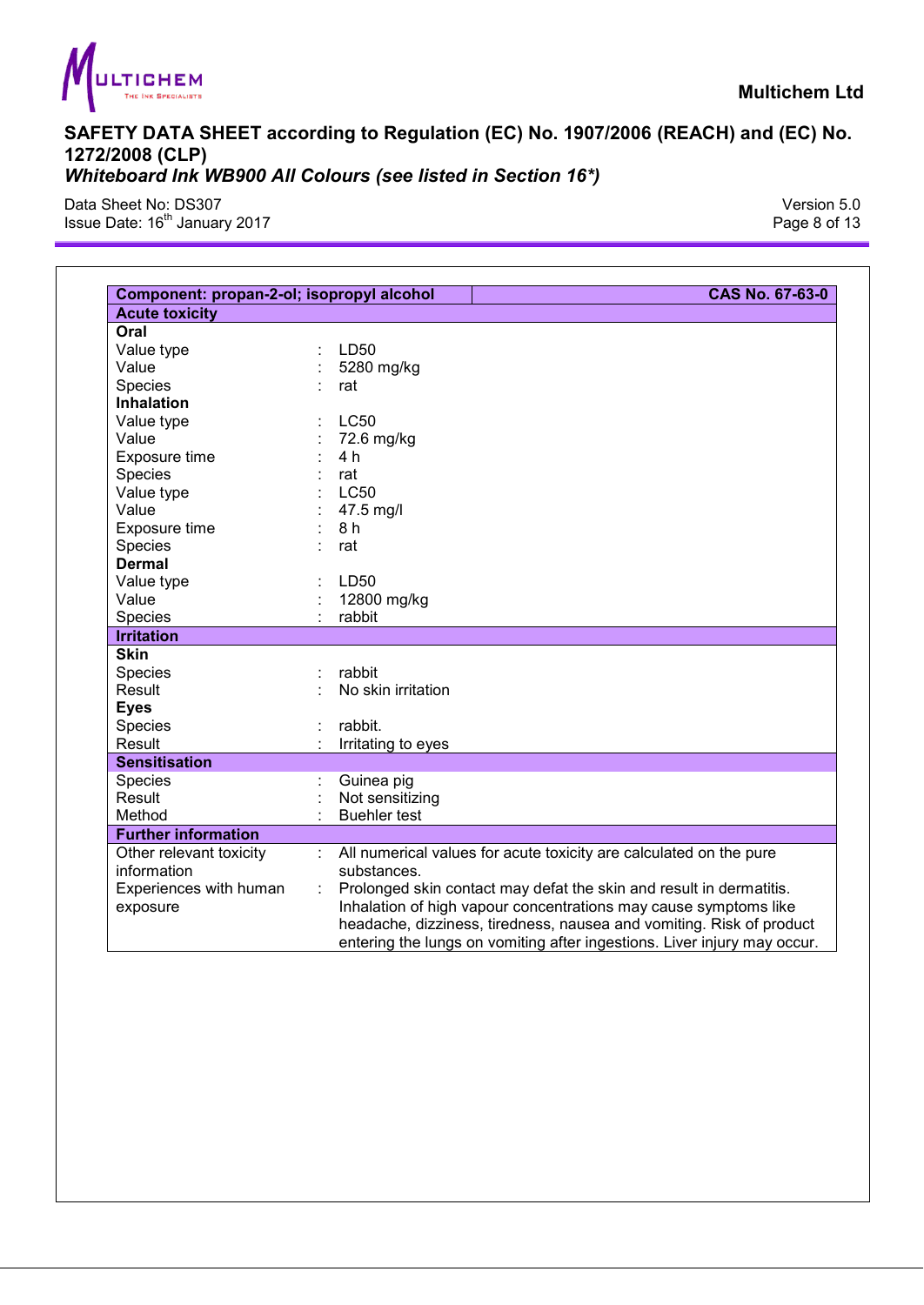| Component: propan-2-ol; isopropyl alcohol | | CAS No. 67-63-0 |
|---|---|---|
| **Acute toxicity** | | |
| **Oral** | | |
| Value type | : | LD50 |
| Value | : | 5280 mg/kg |
| Species | : | rat |
| **Inhalation** | | |
| Value type | : | LC50 |
| Value | : | 72.6 mg/kg |
| Exposure time | : | 4 h |
| Species | : | rat |
| Value type | : | LC50 |
| Value | : | 47.5 mg/l |
| Exposure time | : | 8 h |
| Species | : | rat |
| **Dermal** | | |
| Value type | : | LD50 |
| Value | : | 12800 mg/kg |
| Species | : | rabbit |
| **Irritation** | | |
| **Skin** | | |
| Species | : | rabbit |
| Result | : | No skin irritation |
| **Eyes** | | |
| Species | : | rabbit. |
| Result | : | Irritating to eyes |
| **Sensitisation** | | |
| Species | : | Guinea pig |
| Result | : | Not sensitizing |
| Method | : | Buehler test |
| **Further information** | | |
| Other relevant toxicity information | : | All numerical values for acute toxicity are calculated on the pure substances. |
| Experiences with human exposure | : | Prolonged skin contact may defat the skin and result in dermatitis. Inhalation of high vapour concentrations may cause symptoms like headache, dizziness, tiredness, nausea and vomiting. Risk of product entering the lungs on vomiting after ingestions. Liver injury may occur. |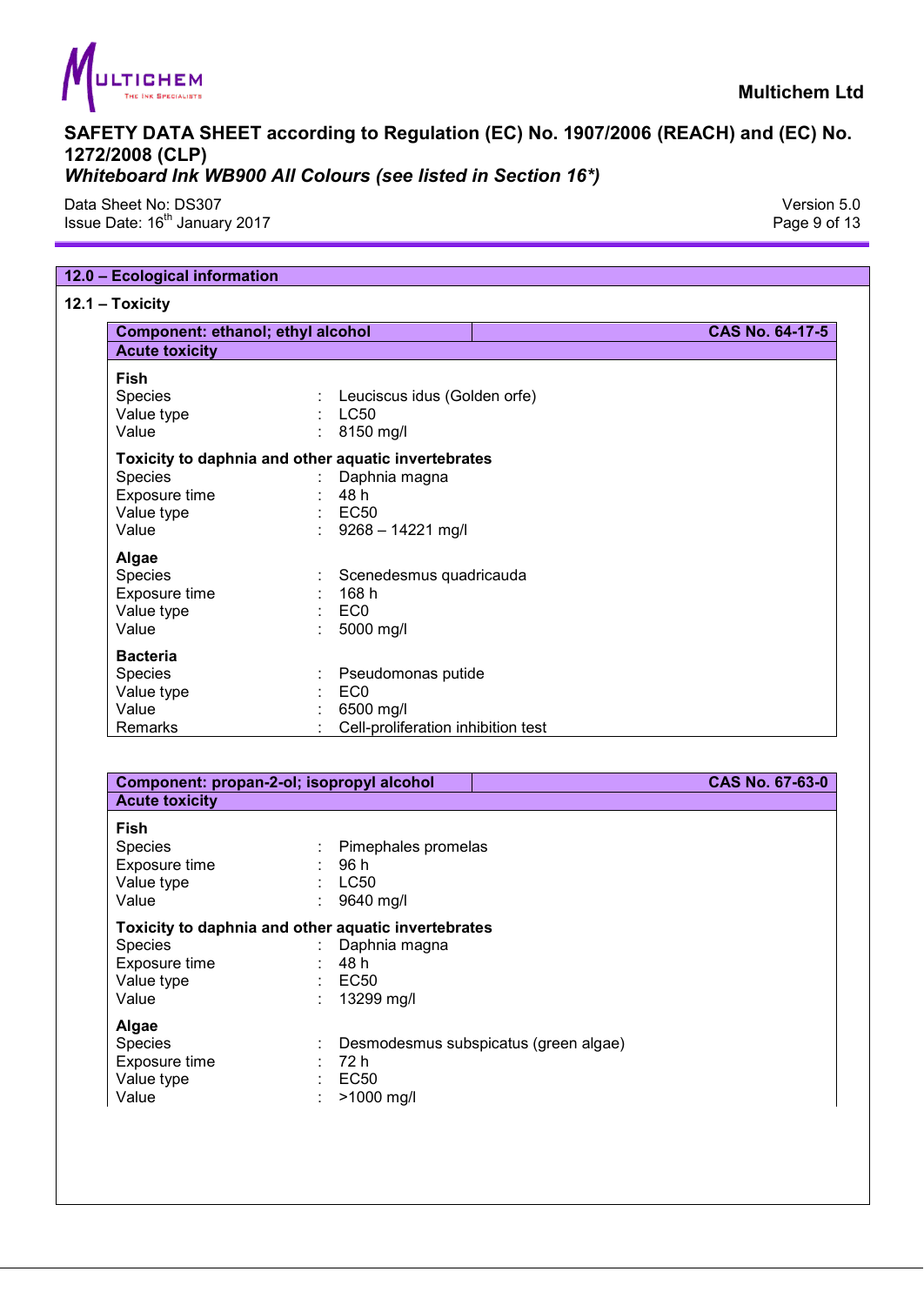## 12.0 – Ecological information

### 12.1 – Toxicity

**Component: ethanol; ethyl alcohol** — **CAS No. 64-17-5**

**Acute toxicity**

**Fish**

| | | |
|---|---|---|
| Species | : | Leuciscus idus (Golden orfe) |
| Value type | : | LC50 |
| Value | : | 8150 mg/l |

**Toxicity to daphnia and other aquatic invertebrates**

| | | |
|---|---|---|
| Species | : | Daphnia magna |
| Exposure time | : | 48 h |
| Value type | : | EC50 |
| Value | : | 9268 – 14221 mg/l |

**Algae**

| | | |
|---|---|---|
| Species | : | Scenedesmus quadricauda |
| Exposure time | : | 168 h |
| Value type | : | EC0 |
| Value | : | 5000 mg/l |

**Bacteria**

| | | |
|---|---|---|
| Species | : | Pseudomonas putide |
| Value type | : | EC0 |
| Value | : | 6500 mg/l |
| Remarks | : | Cell-proliferation inhibition test |

**Component: propan-2-ol; isopropyl alcohol** — **CAS No. 67-63-0**

**Acute toxicity**

**Fish**

| | | |
|---|---|---|
| Species | : | Pimephales promelas |
| Exposure time | : | 96 h |
| Value type | : | LC50 |
| Value | : | 9640 mg/l |

**Toxicity to daphnia and other aquatic invertebrates**

| | | |
|---|---|---|
| Species | : | Daphnia magna |
| Exposure time | : | 48 h |
| Value type | : | EC50 |
| Value | : | 13299 mg/l |

**Algae**

| | | |
|---|---|---|
| Species | : | Desmodesmus subspicatus (green algae) |
| Exposure time | : | 72 h |
| Value type | : | EC50 |
| Value | : | >1000 mg/l |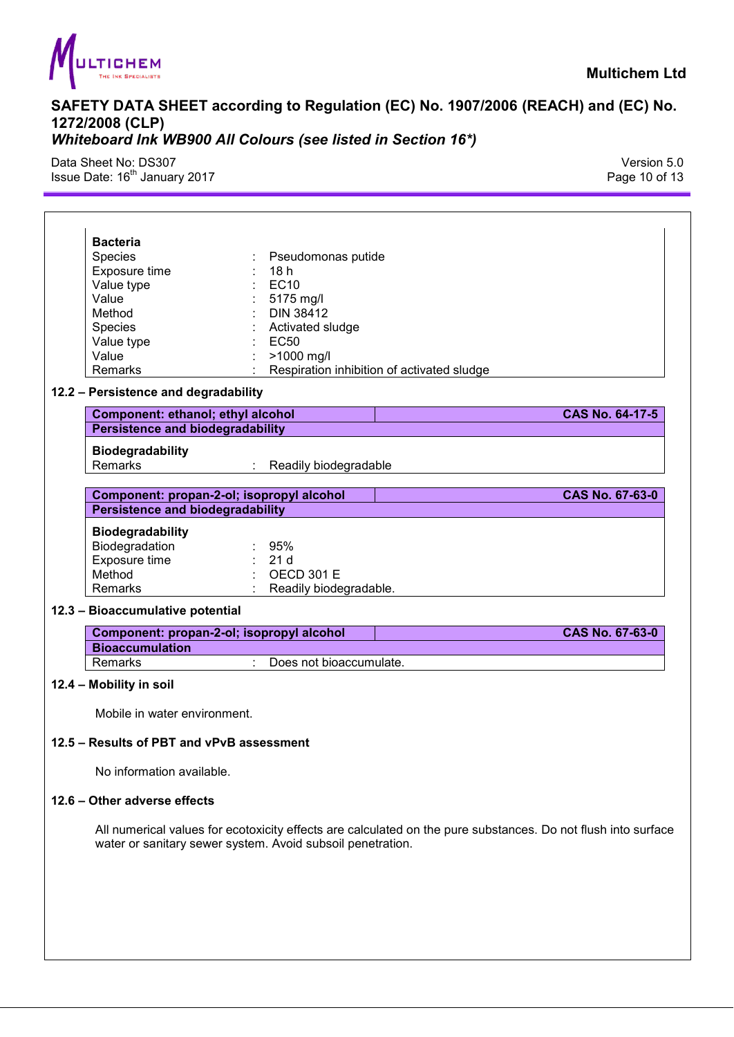**Bacteria**

| | | |
|---|---|---|
| Species | : | Pseudomonas putide |
| Exposure time | : | 18 h |
| Value type | : | EC10 |
| Value | : | 5175 mg/l |
| Method | : | DIN 38412 |
| Species | : | Activated sludge |
| Value type | : | EC50 |
| Value | : | >1000 mg/l |
| Remarks | : | Respiration inhibition of activated sludge |

### 12.2 – Persistence and degradability

| **Component: ethanol; ethyl alcohol** | | **CAS No. 64-17-5** |
|---|---|---|
| **Persistence and biodegradability** | | |
| **Biodegradability** | | |
| Remarks | : | Readily biodegradable |

| **Component: propan-2-ol; isopropyl alcohol** | | **CAS No. 67-63-0** |
|---|---|---|
| **Persistence and biodegradability** | | |
| **Biodegradability** | | |
| Biodegradation | : | 95% |
| Exposure time | : | 21 d |
| Method | : | OECD 301 E |
| Remarks | : | Readily biodegradable. |

### 12.3 – Bioaccumulative potential

| **Component: propan-2-ol; isopropyl alcohol** | | **CAS No. 67-63-0** |
|---|---|---|
| **Bioaccumulation** | | |
| Remarks | : | Does not bioaccumulate. |

### 12.4 – Mobility in soil

Mobile in water environment.

### 12.5 – Results of PBT and vPvB assessment

No information available.

### 12.6 – Other adverse effects

All numerical values for ecotoxicity effects are calculated on the pure substances. Do not flush into surface water or sanitary sewer system. Avoid subsoil penetration.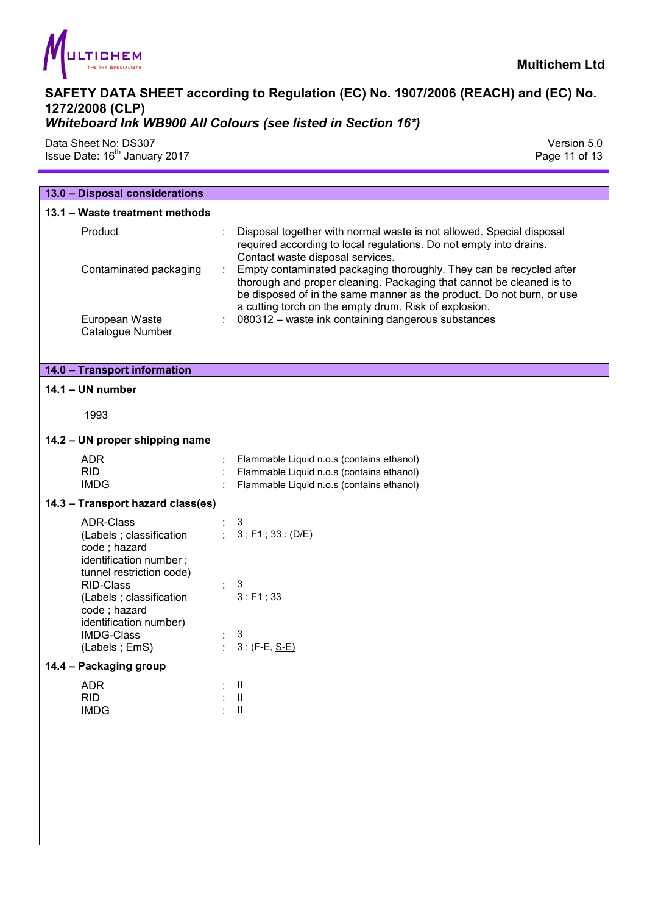## 13.0 – Disposal considerations

### 13.1 – Waste treatment methods

| | | |
|---|---|---|
| Product | : | Disposal together with normal waste is not allowed. Special disposal required according to local regulations. Do not empty into drains. Contact waste disposal services. |
| Contaminated packaging | : | Empty contaminated packaging thoroughly. They can be recycled after thorough and proper cleaning. Packaging that cannot be cleaned is to be disposed of in the same manner as the product. Do not burn, or use a cutting torch on the empty drum. Risk of explosion. |
| European Waste Catalogue Number | : | 080312 – waste ink containing dangerous substances |

## 14.0 – Transport information

### 14.1 – UN number

1993

### 14.2 – UN proper shipping name

| | | |
|---|---|---|
| ADR | : | Flammable Liquid n.o.s (contains ethanol) |
| RID | : | Flammable Liquid n.o.s (contains ethanol) |
| IMDG | : | Flammable Liquid n.o.s (contains ethanol) |

### 14.3 – Transport hazard class(es)

| | | |
|---|---|---|
| ADR-Class | : | 3 |
| (Labels ; classification code ; hazard identification number ; tunnel restriction code) | : | 3 ; F1 ; 33 : (D/E) |
| RID-Class | : | 3 |
| (Labels ; classification code ; hazard identification number) | | 3 : F1 ; 33 |
| IMDG-Class | : | 3 |
| (Labels ; EmS) | : | 3 ; (F-E, S-E) |

### 14.4 – Packaging group

| | | |
|---|---|---|
| ADR | : | II |
| RID | : | II |
| IMDG | : | II |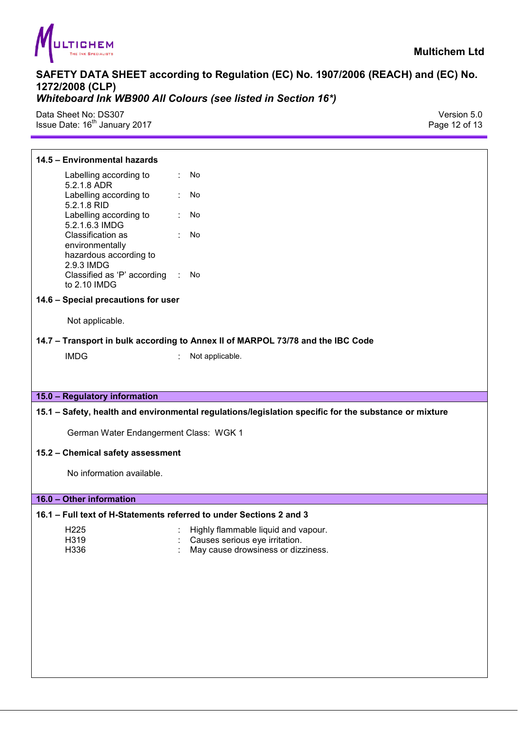#### 14.5 – Environmental hazards

| | | |
|---|---|---|
| Labelling according to 5.2.1.8 ADR | : | No |
| Labelling according to 5.2.1.8 RID | : | No |
| Labelling according to 5.2.1.6.3 IMDG | : | No |
| Classification as environmentally hazardous according to 2.9.3 IMDG | : | No |
| Classified as 'P' according to 2.10 IMDG | : | No |

#### 14.6 – Special precautions for user

Not applicable.

#### 14.7 – Transport in bulk according to Annex II of MARPOL 73/78 and the IBC Code

IMDG : Not applicable.

## 15.0 – Regulatory information

#### 15.1 – Safety, health and environmental regulations/legislation specific for the substance or mixture

German Water Endangerment Class: WGK 1

#### 15.2 – Chemical safety assessment

No information available.

## 16.0 – Other information

#### 16.1 – Full text of H-Statements referred to under Sections 2 and 3

| | | |
|---|---|---|
| H225 | : | Highly flammable liquid and vapour. |
| H319 | : | Causes serious eye irritation. |
| H336 | : | May cause drowsiness or dizziness. |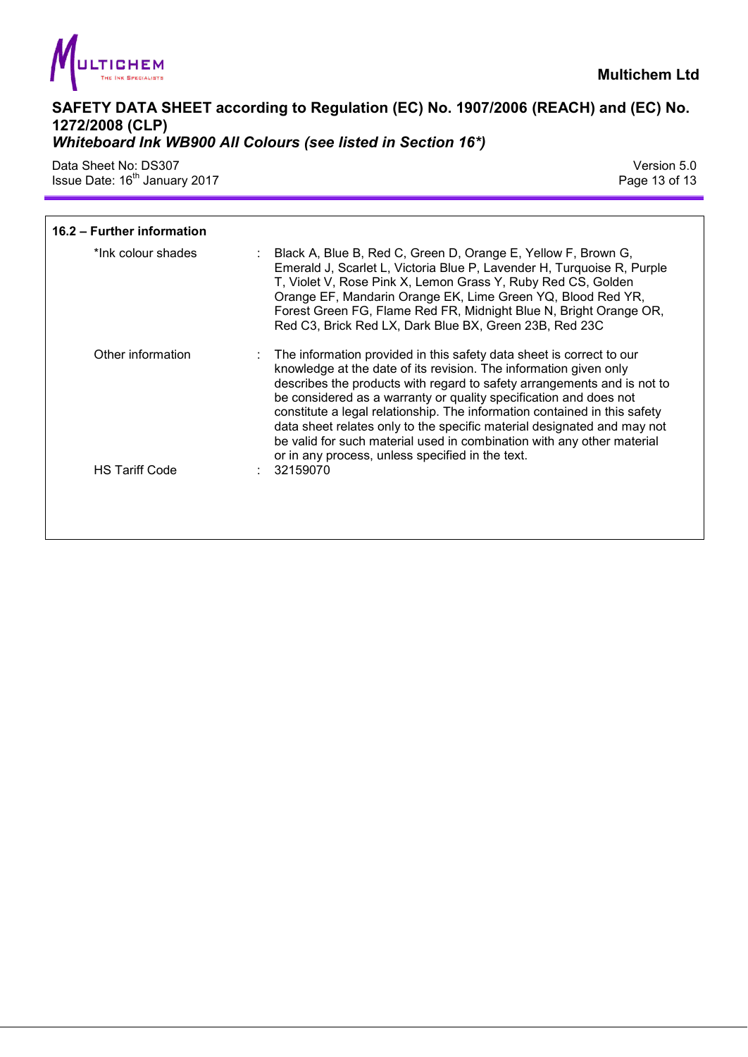**16.2 – Further information**

| | | |
|---|---|---|
| *Ink colour shades | : | Black A, Blue B, Red C, Green D, Orange E, Yellow F, Brown G, Emerald J, Scarlet L, Victoria Blue P, Lavender H, Turquoise R, Purple T, Violet V, Rose Pink X, Lemon Grass Y, Ruby Red CS, Golden Orange EF, Mandarin Orange EK, Lime Green YQ, Blood Red YR, Forest Green FG, Flame Red FR, Midnight Blue N, Bright Orange OR, Red C3, Brick Red LX, Dark Blue BX, Green 23B, Red 23C |
| Other information | : | The information provided in this safety data sheet is correct to our knowledge at the date of its revision. The information given only describes the products with regard to safety arrangements and is not to be considered as a warranty or quality specification and does not constitute a legal relationship. The information contained in this safety data sheet relates only to the specific material designated and may not be valid for such material used in combination with any other material or in any process, unless specified in the text. |
| HS Tariff Code | : | 32159070 |